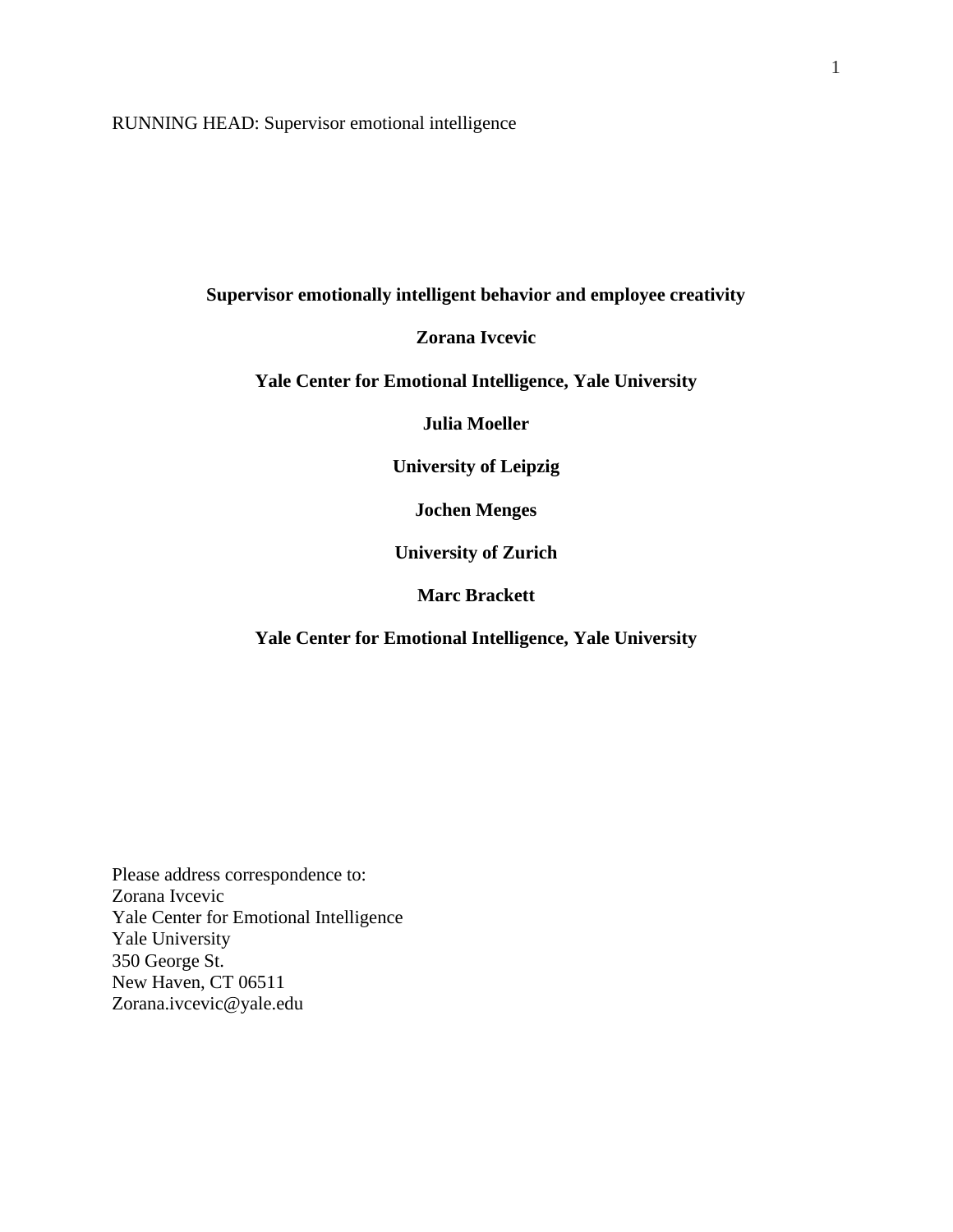RUNNING HEAD: Supervisor emotional intelligence

# Supervisor emotionally intelligent behavior and employee creativity

**Zorana Ivcevic**

**Yale Center for Emotional Intelligence, Yale University**

**Julia Moeller**

**University of Leipzig**

**Jochen Menges**

**University of Zurich**

**Marc Brackett**

**Yale Center for Emotional Intelligence, Yale University**

Please address correspondence to:
Zorana Ivcevic
Yale Center for Emotional Intelligence
Yale University
350 George St.
New Haven, CT 06511
Zorana.ivcevic@yale.edu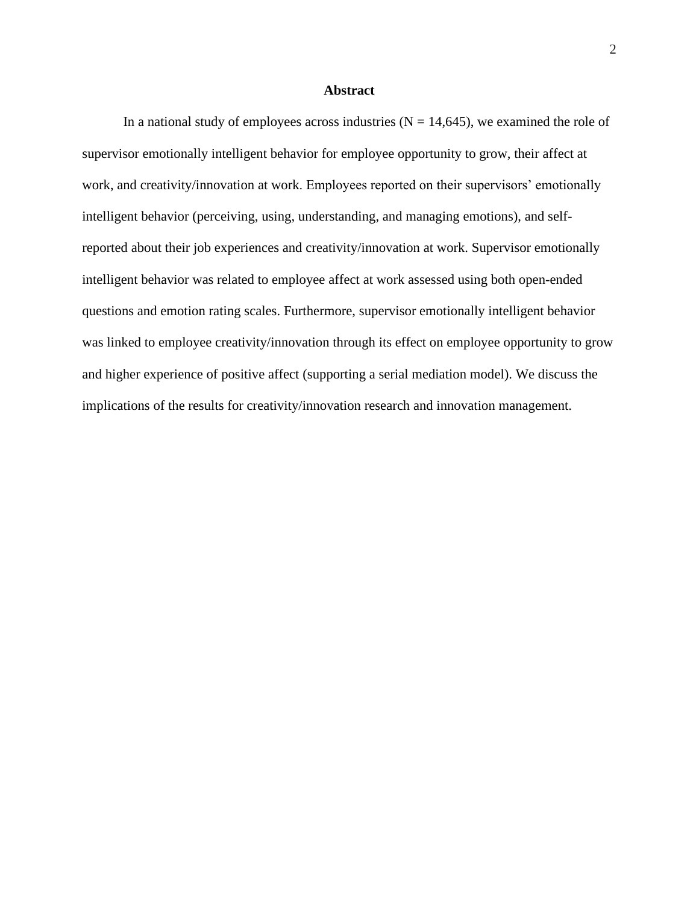# Abstract

In a national study of employees across industries (N = 14,645), we examined the role of supervisor emotionally intelligent behavior for employee opportunity to grow, their affect at work, and creativity/innovation at work. Employees reported on their supervisors' emotionally intelligent behavior (perceiving, using, understanding, and managing emotions), and self-reported about their job experiences and creativity/innovation at work. Supervisor emotionally intelligent behavior was related to employee affect at work assessed using both open-ended questions and emotion rating scales. Furthermore, supervisor emotionally intelligent behavior was linked to employee creativity/innovation through its effect on employee opportunity to grow and higher experience of positive affect (supporting a serial mediation model). We discuss the implications of the results for creativity/innovation research and innovation management.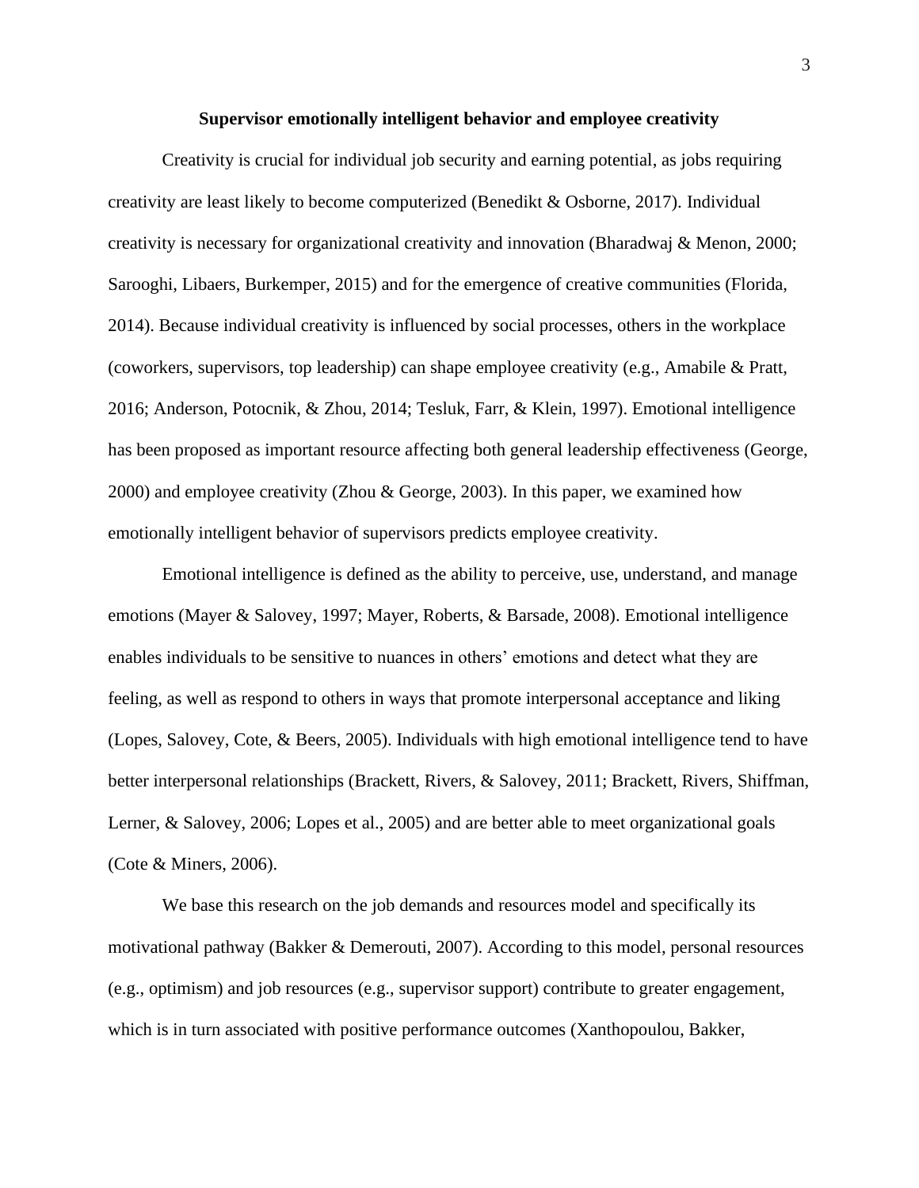## Supervisor emotionally intelligent behavior and employee creativity

Creativity is crucial for individual job security and earning potential, as jobs requiring creativity are least likely to become computerized (Benedikt & Osborne, 2017). Individual creativity is necessary for organizational creativity and innovation (Bharadwaj & Menon, 2000; Sarooghi, Libaers, Burkemper, 2015) and for the emergence of creative communities (Florida, 2014). Because individual creativity is influenced by social processes, others in the workplace (coworkers, supervisors, top leadership) can shape employee creativity (e.g., Amabile & Pratt, 2016; Anderson, Potocnik, & Zhou, 2014; Tesluk, Farr, & Klein, 1997). Emotional intelligence has been proposed as important resource affecting both general leadership effectiveness (George, 2000) and employee creativity (Zhou & George, 2003). In this paper, we examined how emotionally intelligent behavior of supervisors predicts employee creativity.

Emotional intelligence is defined as the ability to perceive, use, understand, and manage emotions (Mayer & Salovey, 1997; Mayer, Roberts, & Barsade, 2008). Emotional intelligence enables individuals to be sensitive to nuances in others' emotions and detect what they are feeling, as well as respond to others in ways that promote interpersonal acceptance and liking (Lopes, Salovey, Cote, & Beers, 2005). Individuals with high emotional intelligence tend to have better interpersonal relationships (Brackett, Rivers, & Salovey, 2011; Brackett, Rivers, Shiffman, Lerner, & Salovey, 2006; Lopes et al., 2005) and are better able to meet organizational goals (Cote & Miners, 2006).

We base this research on the job demands and resources model and specifically its motivational pathway (Bakker & Demerouti, 2007). According to this model, personal resources (e.g., optimism) and job resources (e.g., supervisor support) contribute to greater engagement, which is in turn associated with positive performance outcomes (Xanthopoulou, Bakker,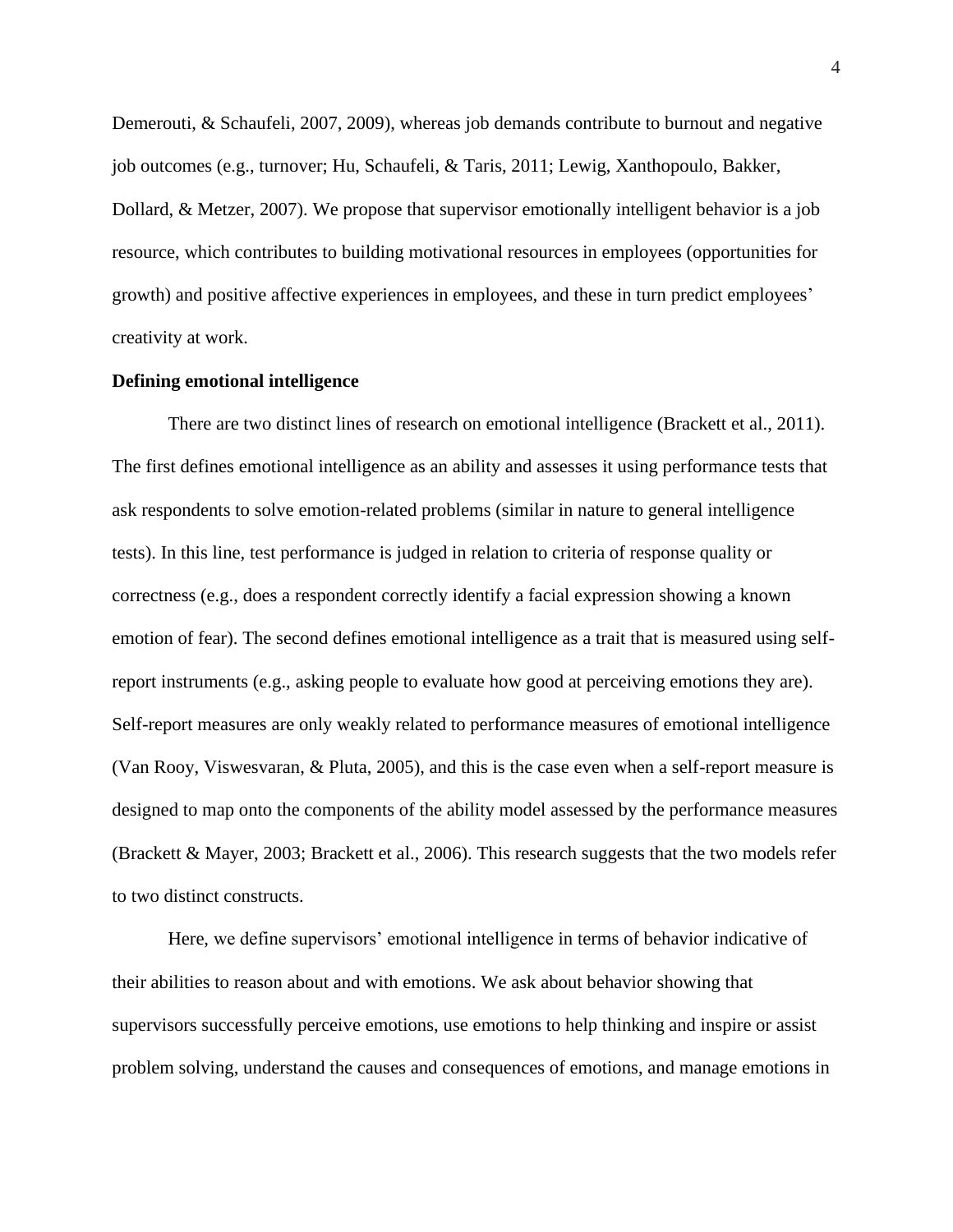Demerouti, & Schaufeli, 2007, 2009), whereas job demands contribute to burnout and negative job outcomes (e.g., turnover; Hu, Schaufeli, & Taris, 2011; Lewig, Xanthopoulo, Bakker, Dollard, & Metzer, 2007). We propose that supervisor emotionally intelligent behavior is a job resource, which contributes to building motivational resources in employees (opportunities for growth) and positive affective experiences in employees, and these in turn predict employees' creativity at work.

**Defining emotional intelligence**

There are two distinct lines of research on emotional intelligence (Brackett et al., 2011). The first defines emotional intelligence as an ability and assesses it using performance tests that ask respondents to solve emotion-related problems (similar in nature to general intelligence tests). In this line, test performance is judged in relation to criteria of response quality or correctness (e.g., does a respondent correctly identify a facial expression showing a known emotion of fear). The second defines emotional intelligence as a trait that is measured using self-report instruments (e.g., asking people to evaluate how good at perceiving emotions they are). Self-report measures are only weakly related to performance measures of emotional intelligence (Van Rooy, Viswesvaran, & Pluta, 2005), and this is the case even when a self-report measure is designed to map onto the components of the ability model assessed by the performance measures (Brackett & Mayer, 2003; Brackett et al., 2006). This research suggests that the two models refer to two distinct constructs.

Here, we define supervisors' emotional intelligence in terms of behavior indicative of their abilities to reason about and with emotions. We ask about behavior showing that supervisors successfully perceive emotions, use emotions to help thinking and inspire or assist problem solving, understand the causes and consequences of emotions, and manage emotions in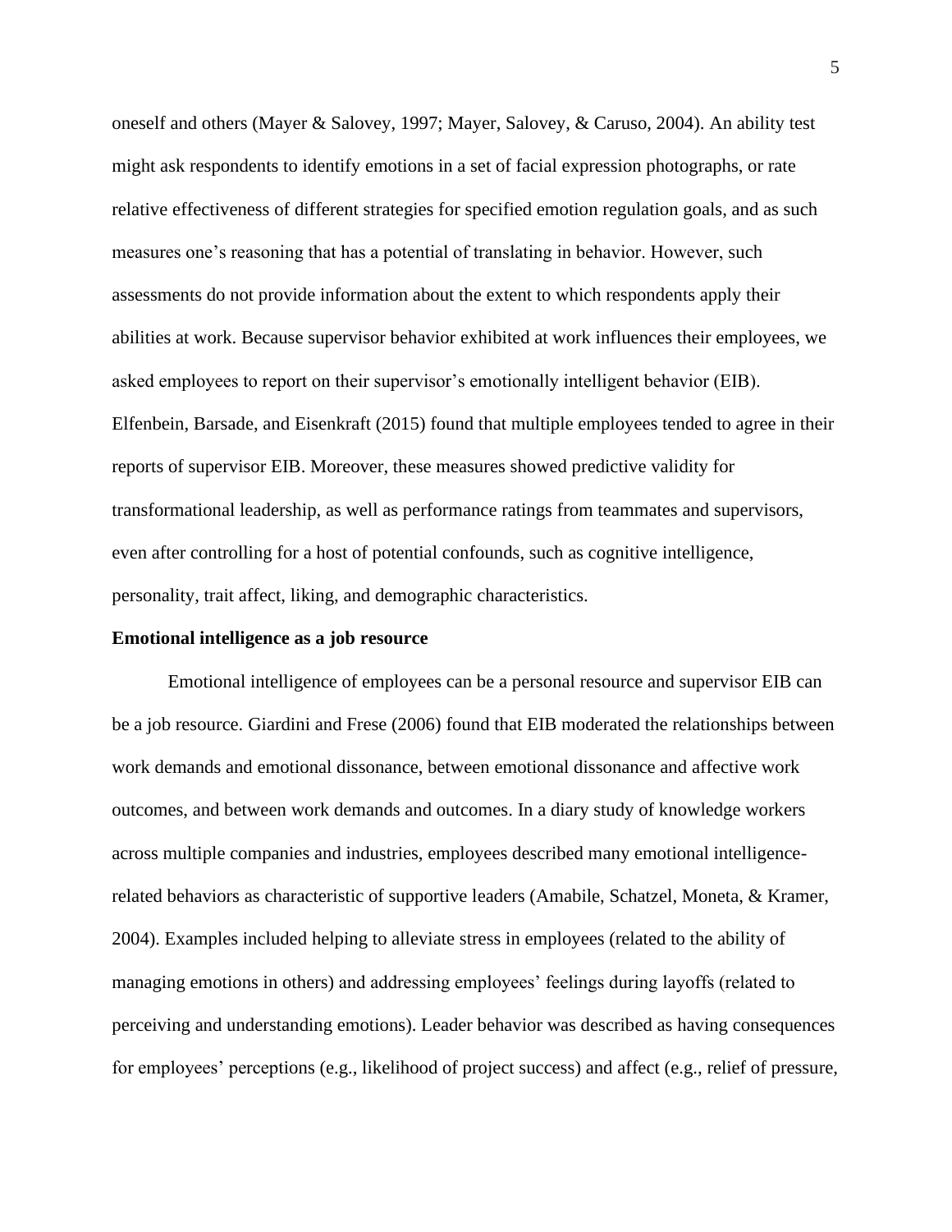oneself and others (Mayer & Salovey, 1997; Mayer, Salovey, & Caruso, 2004). An ability test might ask respondents to identify emotions in a set of facial expression photographs, or rate relative effectiveness of different strategies for specified emotion regulation goals, and as such measures one's reasoning that has a potential of translating in behavior. However, such assessments do not provide information about the extent to which respondents apply their abilities at work. Because supervisor behavior exhibited at work influences their employees, we asked employees to report on their supervisor's emotionally intelligent behavior (EIB). Elfenbein, Barsade, and Eisenkraft (2015) found that multiple employees tended to agree in their reports of supervisor EIB. Moreover, these measures showed predictive validity for transformational leadership, as well as performance ratings from teammates and supervisors, even after controlling for a host of potential confounds, such as cognitive intelligence, personality, trait affect, liking, and demographic characteristics.

**Emotional intelligence as a job resource**

Emotional intelligence of employees can be a personal resource and supervisor EIB can be a job resource. Giardini and Frese (2006) found that EIB moderated the relationships between work demands and emotional dissonance, between emotional dissonance and affective work outcomes, and between work demands and outcomes. In a diary study of knowledge workers across multiple companies and industries, employees described many emotional intelligence-related behaviors as characteristic of supportive leaders (Amabile, Schatzel, Moneta, & Kramer, 2004). Examples included helping to alleviate stress in employees (related to the ability of managing emotions in others) and addressing employees' feelings during layoffs (related to perceiving and understanding emotions). Leader behavior was described as having consequences for employees' perceptions (e.g., likelihood of project success) and affect (e.g., relief of pressure,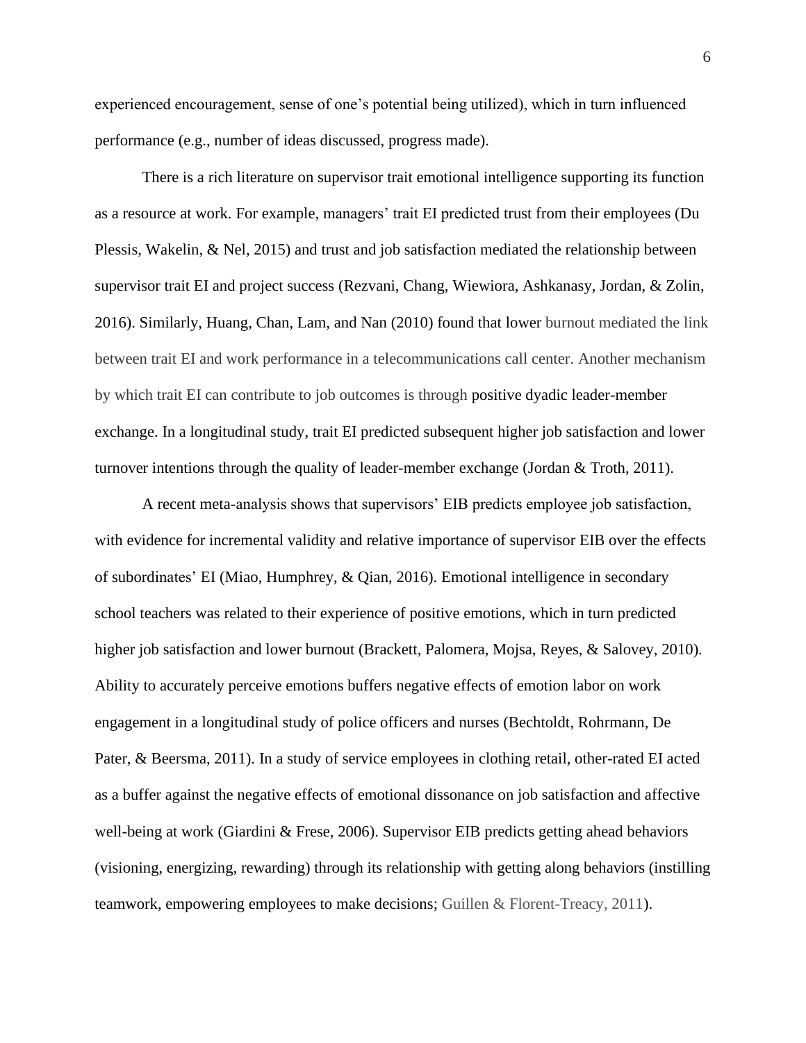experienced encouragement, sense of one's potential being utilized), which in turn influenced performance (e.g., number of ideas discussed, progress made).

There is a rich literature on supervisor trait emotional intelligence supporting its function as a resource at work. For example, managers' trait EI predicted trust from their employees (Du Plessis, Wakelin, & Nel, 2015) and trust and job satisfaction mediated the relationship between supervisor trait EI and project success (Rezvani, Chang, Wiewiora, Ashkanasy, Jordan, & Zolin, 2016). Similarly, Huang, Chan, Lam, and Nan (2010) found that lower burnout mediated the link between trait EI and work performance in a telecommunications call center. Another mechanism by which trait EI can contribute to job outcomes is through positive dyadic leader-member exchange. In a longitudinal study, trait EI predicted subsequent higher job satisfaction and lower turnover intentions through the quality of leader-member exchange (Jordan & Troth, 2011).

A recent meta-analysis shows that supervisors' EIB predicts employee job satisfaction, with evidence for incremental validity and relative importance of supervisor EIB over the effects of subordinates' EI (Miao, Humphrey, & Qian, 2016). Emotional intelligence in secondary school teachers was related to their experience of positive emotions, which in turn predicted higher job satisfaction and lower burnout (Brackett, Palomera, Mojsa, Reyes, & Salovey, 2010). Ability to accurately perceive emotions buffers negative effects of emotion labor on work engagement in a longitudinal study of police officers and nurses (Bechtoldt, Rohrmann, De Pater, & Beersma, 2011). In a study of service employees in clothing retail, other-rated EI acted as a buffer against the negative effects of emotional dissonance on job satisfaction and affective well-being at work (Giardini & Frese, 2006). Supervisor EIB predicts getting ahead behaviors (visioning, energizing, rewarding) through its relationship with getting along behaviors (instilling teamwork, empowering employees to make decisions; Guillen & Florent-Treacy, 2011).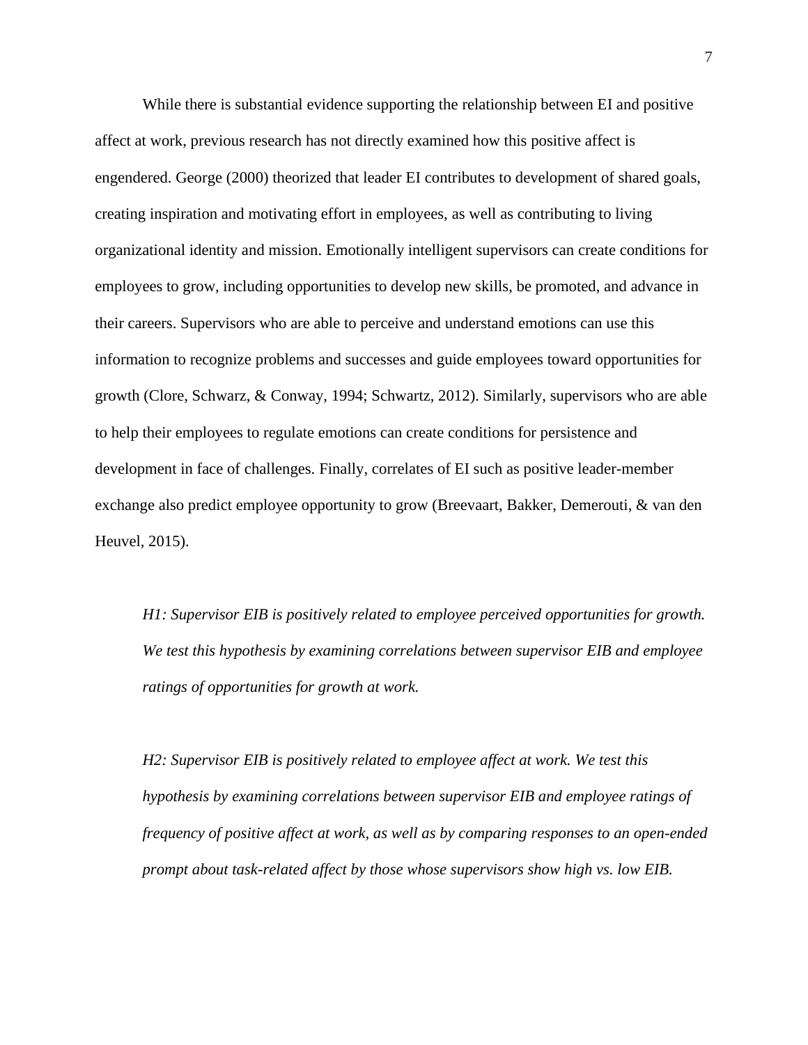While there is substantial evidence supporting the relationship between EI and positive affect at work, previous research has not directly examined how this positive affect is engendered. George (2000) theorized that leader EI contributes to development of shared goals, creating inspiration and motivating effort in employees, as well as contributing to living organizational identity and mission. Emotionally intelligent supervisors can create conditions for employees to grow, including opportunities to develop new skills, be promoted, and advance in their careers. Supervisors who are able to perceive and understand emotions can use this information to recognize problems and successes and guide employees toward opportunities for growth (Clore, Schwarz, & Conway, 1994; Schwartz, 2012). Similarly, supervisors who are able to help their employees to regulate emotions can create conditions for persistence and development in face of challenges. Finally, correlates of EI such as positive leader-member exchange also predict employee opportunity to grow (Breevaart, Bakker, Demerouti, & van den Heuvel, 2015).

*H1: Supervisor EIB is positively related to employee perceived opportunities for growth. We test this hypothesis by examining correlations between supervisor EIB and employee ratings of opportunities for growth at work.*

*H2: Supervisor EIB is positively related to employee affect at work. We test this hypothesis by examining correlations between supervisor EIB and employee ratings of frequency of positive affect at work, as well as by comparing responses to an open-ended prompt about task-related affect by those whose supervisors show high vs. low EIB.*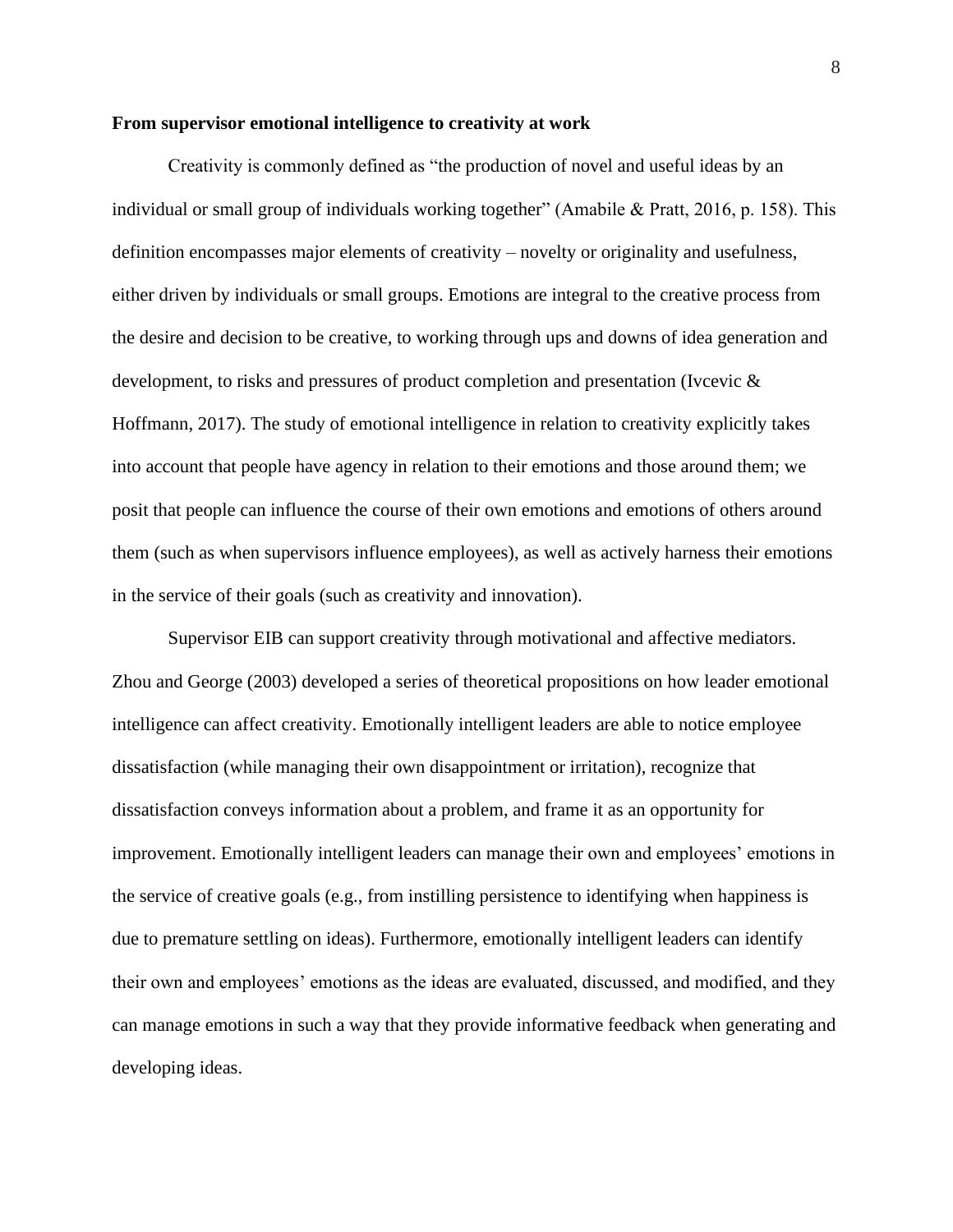**From supervisor emotional intelligence to creativity at work**

Creativity is commonly defined as "the production of novel and useful ideas by an individual or small group of individuals working together" (Amabile & Pratt, 2016, p. 158). This definition encompasses major elements of creativity – novelty or originality and usefulness, either driven by individuals or small groups. Emotions are integral to the creative process from the desire and decision to be creative, to working through ups and downs of idea generation and development, to risks and pressures of product completion and presentation (Ivcevic & Hoffmann, 2017). The study of emotional intelligence in relation to creativity explicitly takes into account that people have agency in relation to their emotions and those around them; we posit that people can influence the course of their own emotions and emotions of others around them (such as when supervisors influence employees), as well as actively harness their emotions in the service of their goals (such as creativity and innovation).

Supervisor EIB can support creativity through motivational and affective mediators. Zhou and George (2003) developed a series of theoretical propositions on how leader emotional intelligence can affect creativity. Emotionally intelligent leaders are able to notice employee dissatisfaction (while managing their own disappointment or irritation), recognize that dissatisfaction conveys information about a problem, and frame it as an opportunity for improvement. Emotionally intelligent leaders can manage their own and employees' emotions in the service of creative goals (e.g., from instilling persistence to identifying when happiness is due to premature settling on ideas). Furthermore, emotionally intelligent leaders can identify their own and employees' emotions as the ideas are evaluated, discussed, and modified, and they can manage emotions in such a way that they provide informative feedback when generating and developing ideas.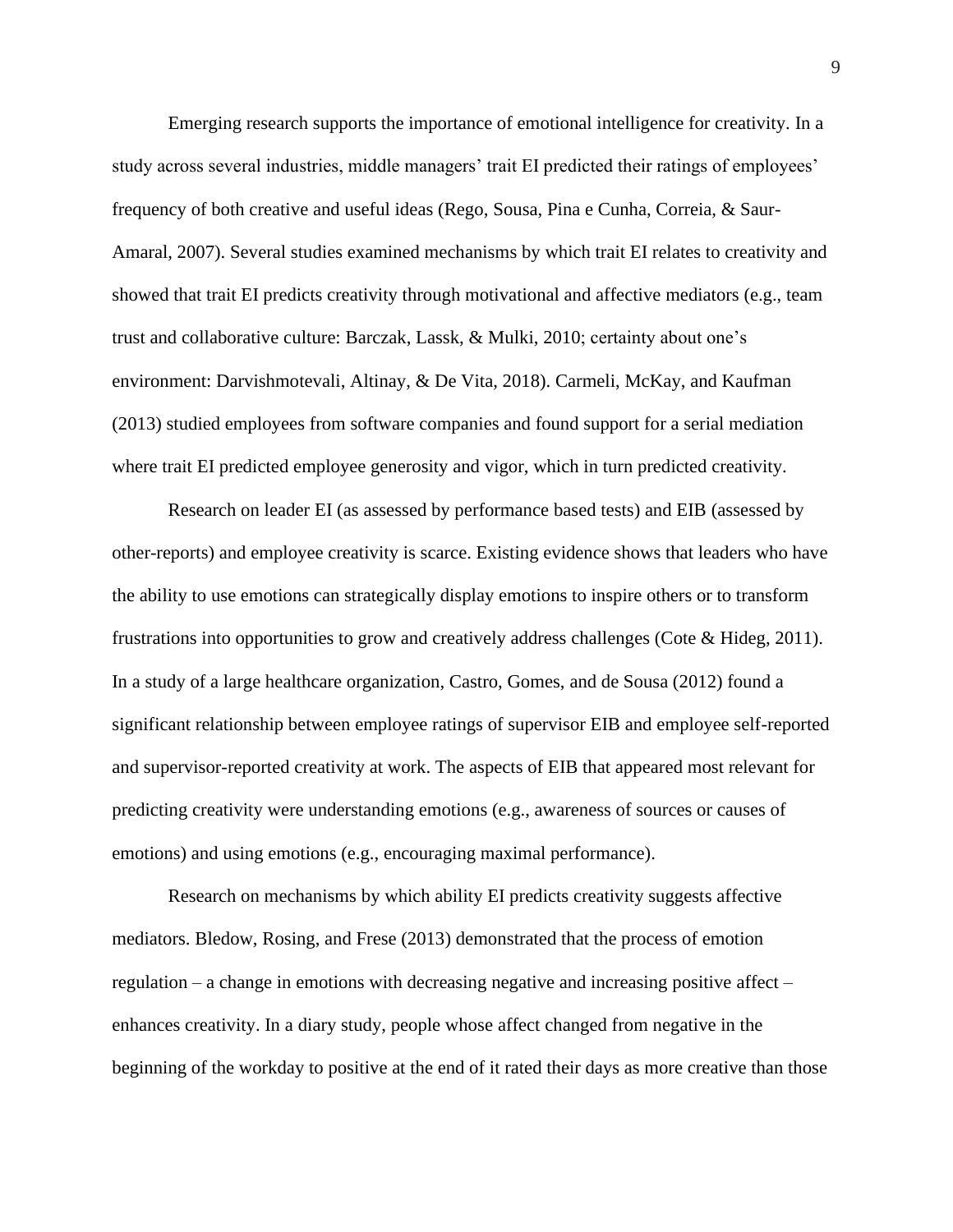Emerging research supports the importance of emotional intelligence for creativity. In a study across several industries, middle managers' trait EI predicted their ratings of employees' frequency of both creative and useful ideas (Rego, Sousa, Pina e Cunha, Correia, & Saur-Amaral, 2007). Several studies examined mechanisms by which trait EI relates to creativity and showed that trait EI predicts creativity through motivational and affective mediators (e.g., team trust and collaborative culture: Barczak, Lassk, & Mulki, 2010; certainty about one's environment: Darvishmotevali, Altinay, & De Vita, 2018). Carmeli, McKay, and Kaufman (2013) studied employees from software companies and found support for a serial mediation where trait EI predicted employee generosity and vigor, which in turn predicted creativity.

Research on leader EI (as assessed by performance based tests) and EIB (assessed by other-reports) and employee creativity is scarce. Existing evidence shows that leaders who have the ability to use emotions can strategically display emotions to inspire others or to transform frustrations into opportunities to grow and creatively address challenges (Cote & Hideg, 2011). In a study of a large healthcare organization, Castro, Gomes, and de Sousa (2012) found a significant relationship between employee ratings of supervisor EIB and employee self-reported and supervisor-reported creativity at work. The aspects of EIB that appeared most relevant for predicting creativity were understanding emotions (e.g., awareness of sources or causes of emotions) and using emotions (e.g., encouraging maximal performance).

Research on mechanisms by which ability EI predicts creativity suggests affective mediators. Bledow, Rosing, and Frese (2013) demonstrated that the process of emotion regulation – a change in emotions with decreasing negative and increasing positive affect – enhances creativity. In a diary study, people whose affect changed from negative in the beginning of the workday to positive at the end of it rated their days as more creative than those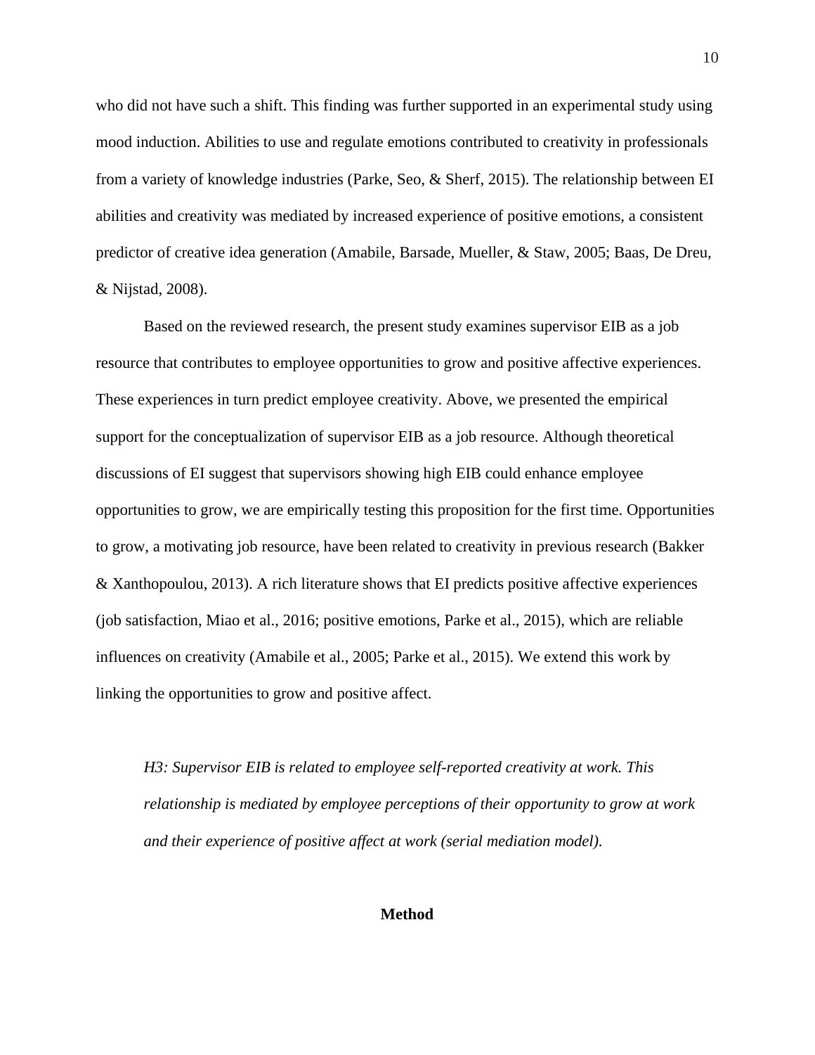who did not have such a shift. This finding was further supported in an experimental study using mood induction. Abilities to use and regulate emotions contributed to creativity in professionals from a variety of knowledge industries (Parke, Seo, & Sherf, 2015). The relationship between EI abilities and creativity was mediated by increased experience of positive emotions, a consistent predictor of creative idea generation (Amabile, Barsade, Mueller, & Staw, 2005; Baas, De Dreu, & Nijstad, 2008).

Based on the reviewed research, the present study examines supervisor EIB as a job resource that contributes to employee opportunities to grow and positive affective experiences. These experiences in turn predict employee creativity. Above, we presented the empirical support for the conceptualization of supervisor EIB as a job resource. Although theoretical discussions of EI suggest that supervisors showing high EIB could enhance employee opportunities to grow, we are empirically testing this proposition for the first time. Opportunities to grow, a motivating job resource, have been related to creativity in previous research (Bakker & Xanthopoulou, 2013). A rich literature shows that EI predicts positive affective experiences (job satisfaction, Miao et al., 2016; positive emotions, Parke et al., 2015), which are reliable influences on creativity (Amabile et al., 2005; Parke et al., 2015). We extend this work by linking the opportunities to grow and positive affect.

*H3: Supervisor EIB is related to employee self-reported creativity at work. This relationship is mediated by employee perceptions of their opportunity to grow at work and their experience of positive affect at work (serial mediation model).*

## Method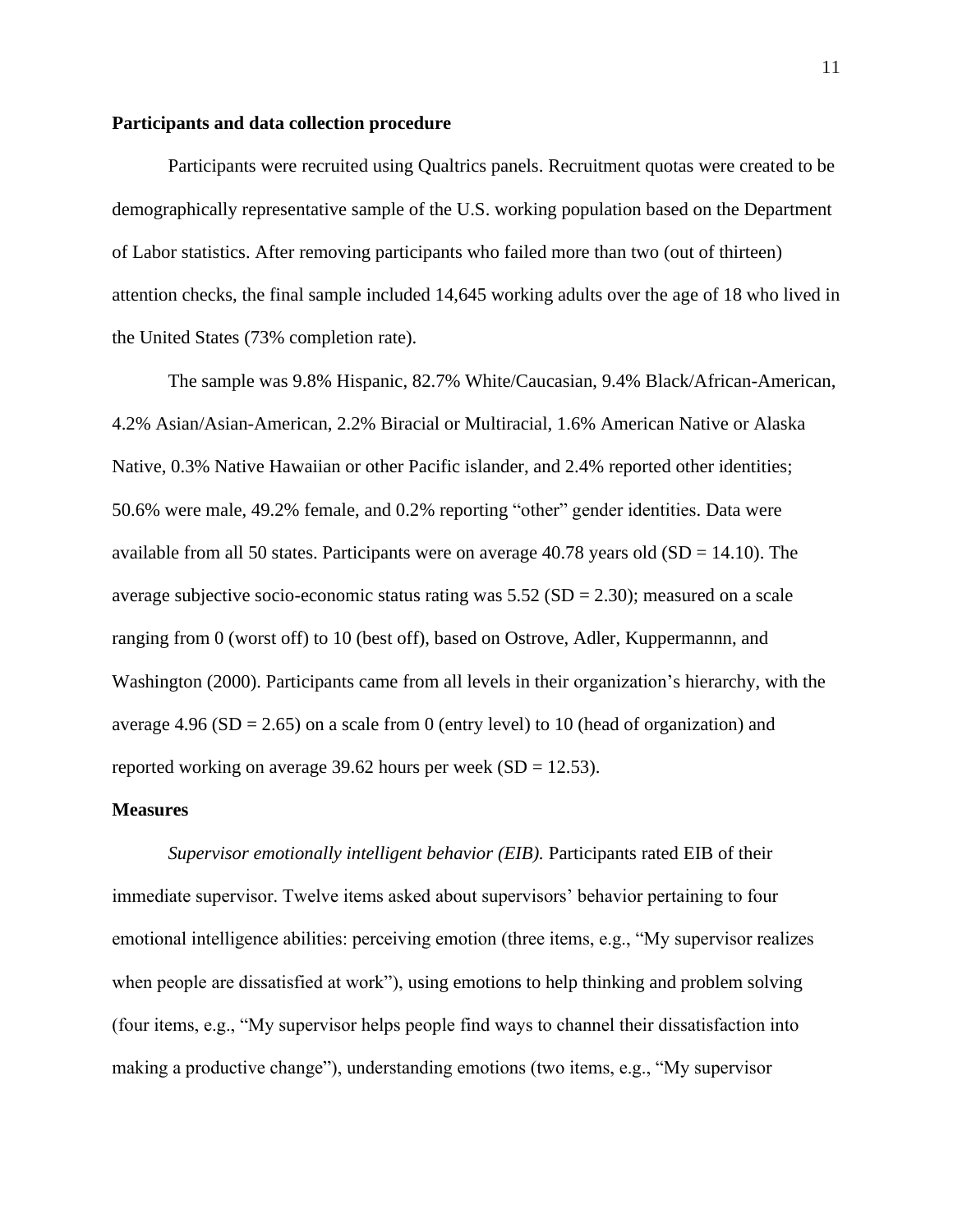**Participants and data collection procedure**

Participants were recruited using Qualtrics panels. Recruitment quotas were created to be demographically representative sample of the U.S. working population based on the Department of Labor statistics. After removing participants who failed more than two (out of thirteen) attention checks, the final sample included 14,645 working adults over the age of 18 who lived in the United States (73% completion rate).

The sample was 9.8% Hispanic, 82.7% White/Caucasian, 9.4% Black/African-American, 4.2% Asian/Asian-American, 2.2% Biracial or Multiracial, 1.6% American Native or Alaska Native, 0.3% Native Hawaiian or other Pacific islander, and 2.4% reported other identities; 50.6% were male, 49.2% female, and 0.2% reporting "other" gender identities. Data were available from all 50 states. Participants were on average 40.78 years old (SD = 14.10). The average subjective socio-economic status rating was 5.52 (SD = 2.30); measured on a scale ranging from 0 (worst off) to 10 (best off), based on Ostrove, Adler, Kuppermannn, and Washington (2000). Participants came from all levels in their organization's hierarchy, with the average 4.96 (SD = 2.65) on a scale from 0 (entry level) to 10 (head of organization) and reported working on average 39.62 hours per week (SD = 12.53).

**Measures**

*Supervisor emotionally intelligent behavior (EIB).* Participants rated EIB of their immediate supervisor. Twelve items asked about supervisors' behavior pertaining to four emotional intelligence abilities: perceiving emotion (three items, e.g., "My supervisor realizes when people are dissatisfied at work"), using emotions to help thinking and problem solving (four items, e.g., "My supervisor helps people find ways to channel their dissatisfaction into making a productive change"), understanding emotions (two items, e.g., "My supervisor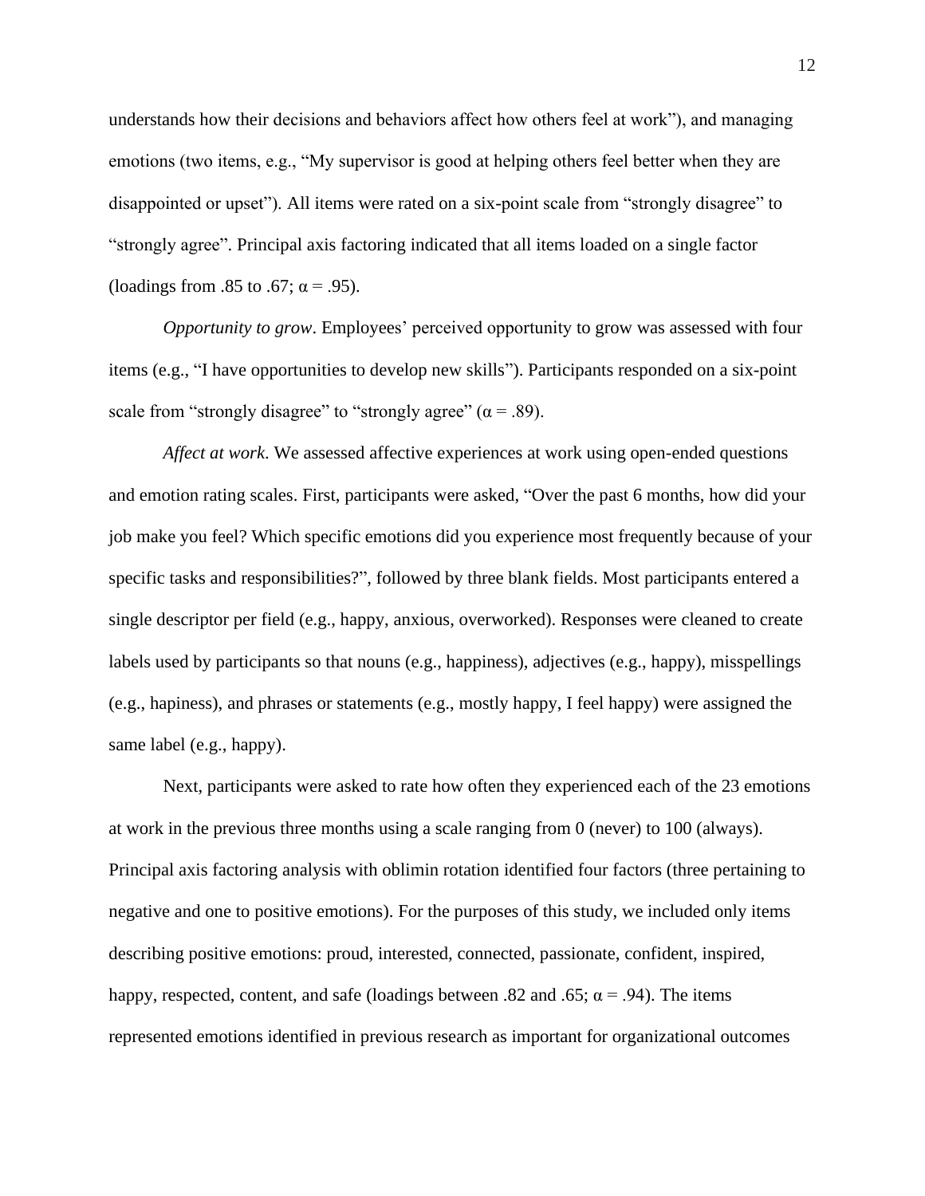understands how their decisions and behaviors affect how others feel at work"), and managing emotions (two items, e.g., "My supervisor is good at helping others feel better when they are disappointed or upset"). All items were rated on a six-point scale from "strongly disagree" to "strongly agree". Principal axis factoring indicated that all items loaded on a single factor (loadings from .85 to .67; $\alpha$ = .95).

*Opportunity to grow*. Employees' perceived opportunity to grow was assessed with four items (e.g., "I have opportunities to develop new skills"). Participants responded on a six-point scale from "strongly disagree" to "strongly agree" ($\alpha$ = .89).

*Affect at work*. We assessed affective experiences at work using open-ended questions and emotion rating scales. First, participants were asked, "Over the past 6 months, how did your job make you feel? Which specific emotions did you experience most frequently because of your specific tasks and responsibilities?", followed by three blank fields. Most participants entered a single descriptor per field (e.g., happy, anxious, overworked). Responses were cleaned to create labels used by participants so that nouns (e.g., happiness), adjectives (e.g., happy), misspellings (e.g., hapiness), and phrases or statements (e.g., mostly happy, I feel happy) were assigned the same label (e.g., happy).

Next, participants were asked to rate how often they experienced each of the 23 emotions at work in the previous three months using a scale ranging from 0 (never) to 100 (always). Principal axis factoring analysis with oblimin rotation identified four factors (three pertaining to negative and one to positive emotions). For the purposes of this study, we included only items describing positive emotions: proud, interested, connected, passionate, confident, inspired, happy, respected, content, and safe (loadings between .82 and .65; $\alpha$ = .94). The items represented emotions identified in previous research as important for organizational outcomes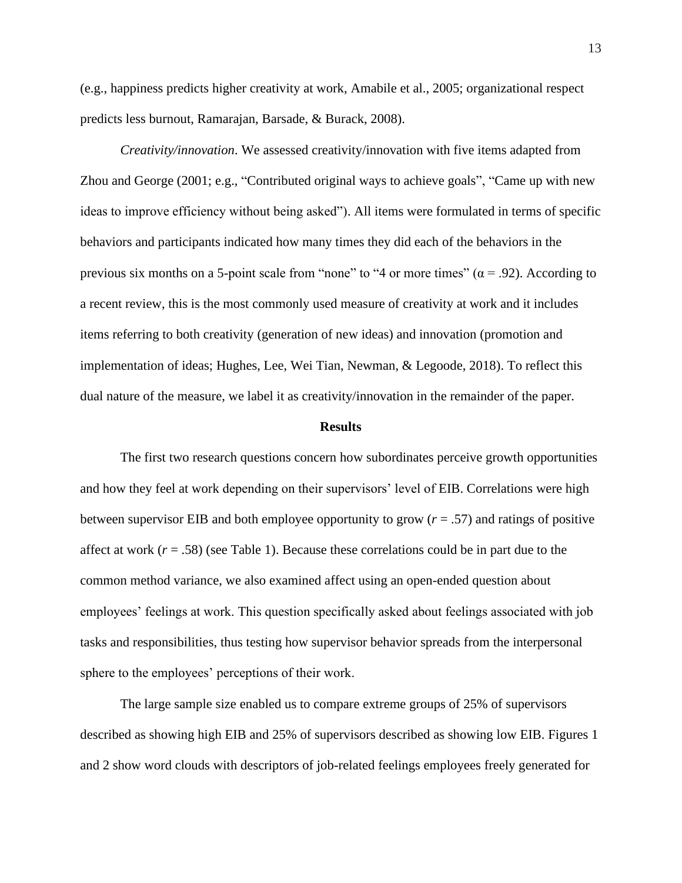(e.g., happiness predicts higher creativity at work, Amabile et al., 2005; organizational respect predicts less burnout, Ramarajan, Barsade, & Burack, 2008).

*Creativity/innovation*. We assessed creativity/innovation with five items adapted from Zhou and George (2001; e.g., "Contributed original ways to achieve goals", "Came up with new ideas to improve efficiency without being asked"). All items were formulated in terms of specific behaviors and participants indicated how many times they did each of the behaviors in the previous six months on a 5-point scale from "none" to "4 or more times" ($\alpha = .92$). According to a recent review, this is the most commonly used measure of creativity at work and it includes items referring to both creativity (generation of new ideas) and innovation (promotion and implementation of ideas; Hughes, Lee, Wei Tian, Newman, & Legoode, 2018). To reflect this dual nature of the measure, we label it as creativity/innovation in the remainder of the paper.

## Results

The first two research questions concern how subordinates perceive growth opportunities and how they feel at work depending on their supervisors' level of EIB. Correlations were high between supervisor EIB and both employee opportunity to grow ($r = .57$) and ratings of positive affect at work ($r = .58$) (see Table 1). Because these correlations could be in part due to the common method variance, we also examined affect using an open-ended question about employees' feelings at work. This question specifically asked about feelings associated with job tasks and responsibilities, thus testing how supervisor behavior spreads from the interpersonal sphere to the employees' perceptions of their work.

The large sample size enabled us to compare extreme groups of 25% of supervisors described as showing high EIB and 25% of supervisors described as showing low EIB. Figures 1 and 2 show word clouds with descriptors of job-related feelings employees freely generated for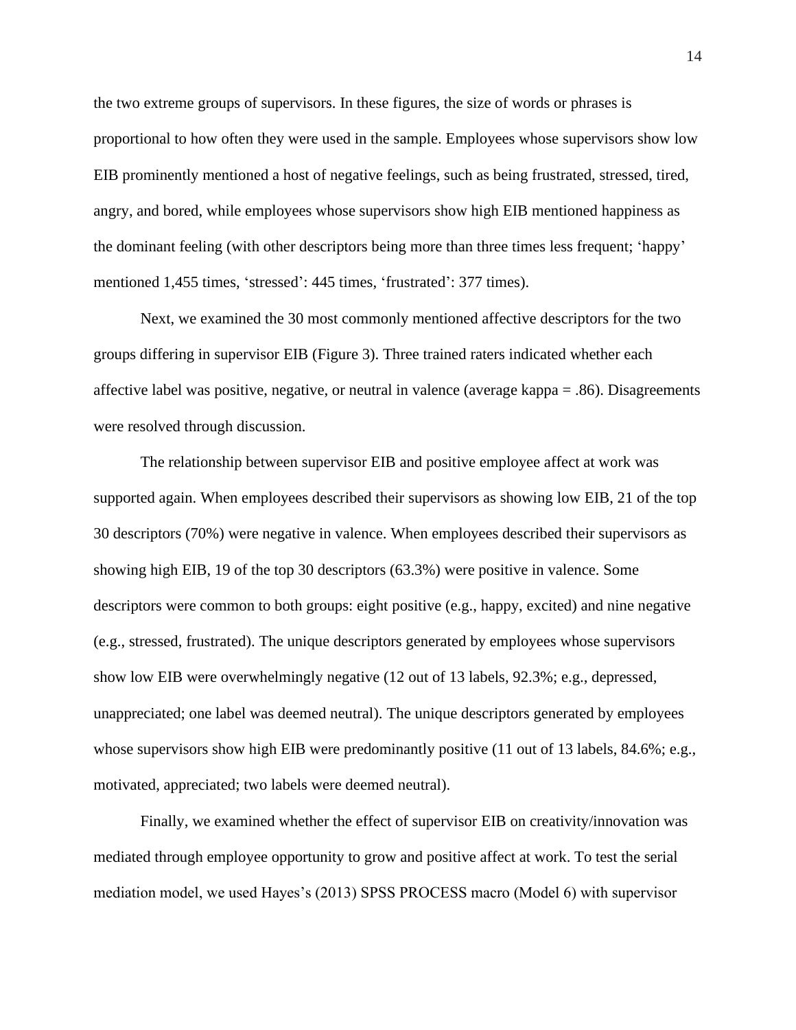the two extreme groups of supervisors. In these figures, the size of words or phrases is proportional to how often they were used in the sample. Employees whose supervisors show low EIB prominently mentioned a host of negative feelings, such as being frustrated, stressed, tired, angry, and bored, while employees whose supervisors show high EIB mentioned happiness as the dominant feeling (with other descriptors being more than three times less frequent; 'happy' mentioned 1,455 times, 'stressed': 445 times, 'frustrated': 377 times).

Next, we examined the 30 most commonly mentioned affective descriptors for the two groups differing in supervisor EIB (Figure 3). Three trained raters indicated whether each affective label was positive, negative, or neutral in valence (average kappa = .86). Disagreements were resolved through discussion.

The relationship between supervisor EIB and positive employee affect at work was supported again. When employees described their supervisors as showing low EIB, 21 of the top 30 descriptors (70%) were negative in valence. When employees described their supervisors as showing high EIB, 19 of the top 30 descriptors (63.3%) were positive in valence. Some descriptors were common to both groups: eight positive (e.g., happy, excited) and nine negative (e.g., stressed, frustrated). The unique descriptors generated by employees whose supervisors show low EIB were overwhelmingly negative (12 out of 13 labels, 92.3%; e.g., depressed, unappreciated; one label was deemed neutral). The unique descriptors generated by employees whose supervisors show high EIB were predominantly positive (11 out of 13 labels, 84.6%; e.g., motivated, appreciated; two labels were deemed neutral).

Finally, we examined whether the effect of supervisor EIB on creativity/innovation was mediated through employee opportunity to grow and positive affect at work. To test the serial mediation model, we used Hayes's (2013) SPSS PROCESS macro (Model 6) with supervisor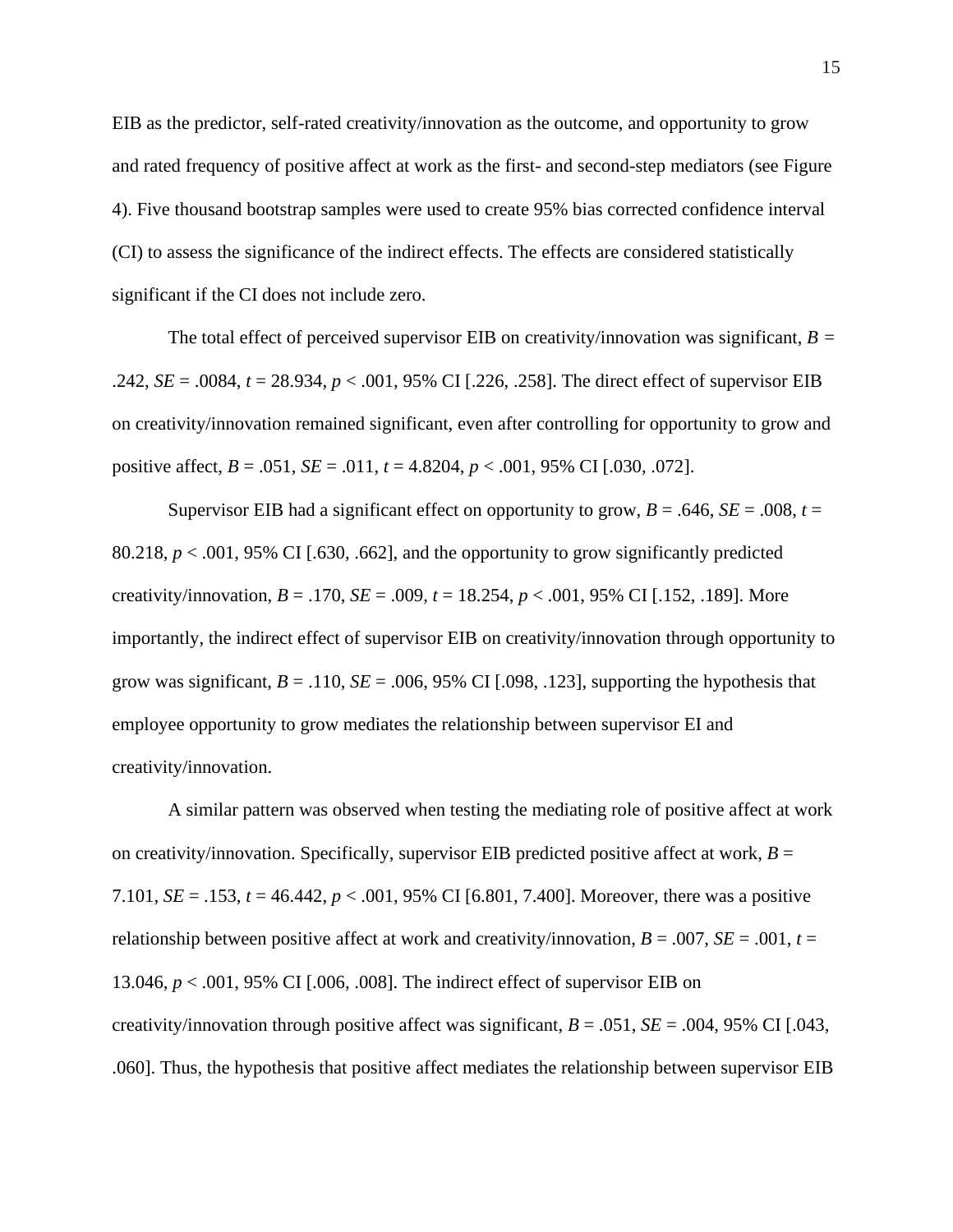EIB as the predictor, self-rated creativity/innovation as the outcome, and opportunity to grow and rated frequency of positive affect at work as the first- and second-step mediators (see Figure 4). Five thousand bootstrap samples were used to create 95% bias corrected confidence interval (CI) to assess the significance of the indirect effects. The effects are considered statistically significant if the CI does not include zero.

The total effect of perceived supervisor EIB on creativity/innovation was significant, $B$ = .242, $SE$ = .0084, $t$ = 28.934, $p$ < .001, 95% CI [.226, .258]. The direct effect of supervisor EIB on creativity/innovation remained significant, even after controlling for opportunity to grow and positive affect, $B$ = .051, $SE$ = .011, $t$ = 4.8204, $p$ < .001, 95% CI [.030, .072].

Supervisor EIB had a significant effect on opportunity to grow, $B$ = .646, $SE$ = .008, $t$ = 80.218, $p$ < .001, 95% CI [.630, .662], and the opportunity to grow significantly predicted creativity/innovation, $B$ = .170, $SE$ = .009, $t$ = 18.254, $p$ < .001, 95% CI [.152, .189]. More importantly, the indirect effect of supervisor EIB on creativity/innovation through opportunity to grow was significant, $B$ = .110, $SE$ = .006, 95% CI [.098, .123], supporting the hypothesis that employee opportunity to grow mediates the relationship between supervisor EI and creativity/innovation.

A similar pattern was observed when testing the mediating role of positive affect at work on creativity/innovation. Specifically, supervisor EIB predicted positive affect at work, $B$ = 7.101, $SE$ = .153, $t$ = 46.442, $p$ < .001, 95% CI [6.801, 7.400]. Moreover, there was a positive relationship between positive affect at work and creativity/innovation, $B$ = .007, $SE$ = .001, $t$ = 13.046, $p$ < .001, 95% CI [.006, .008]. The indirect effect of supervisor EIB on creativity/innovation through positive affect was significant, $B$ = .051, $SE$ = .004, 95% CI [.043, .060]. Thus, the hypothesis that positive affect mediates the relationship between supervisor EIB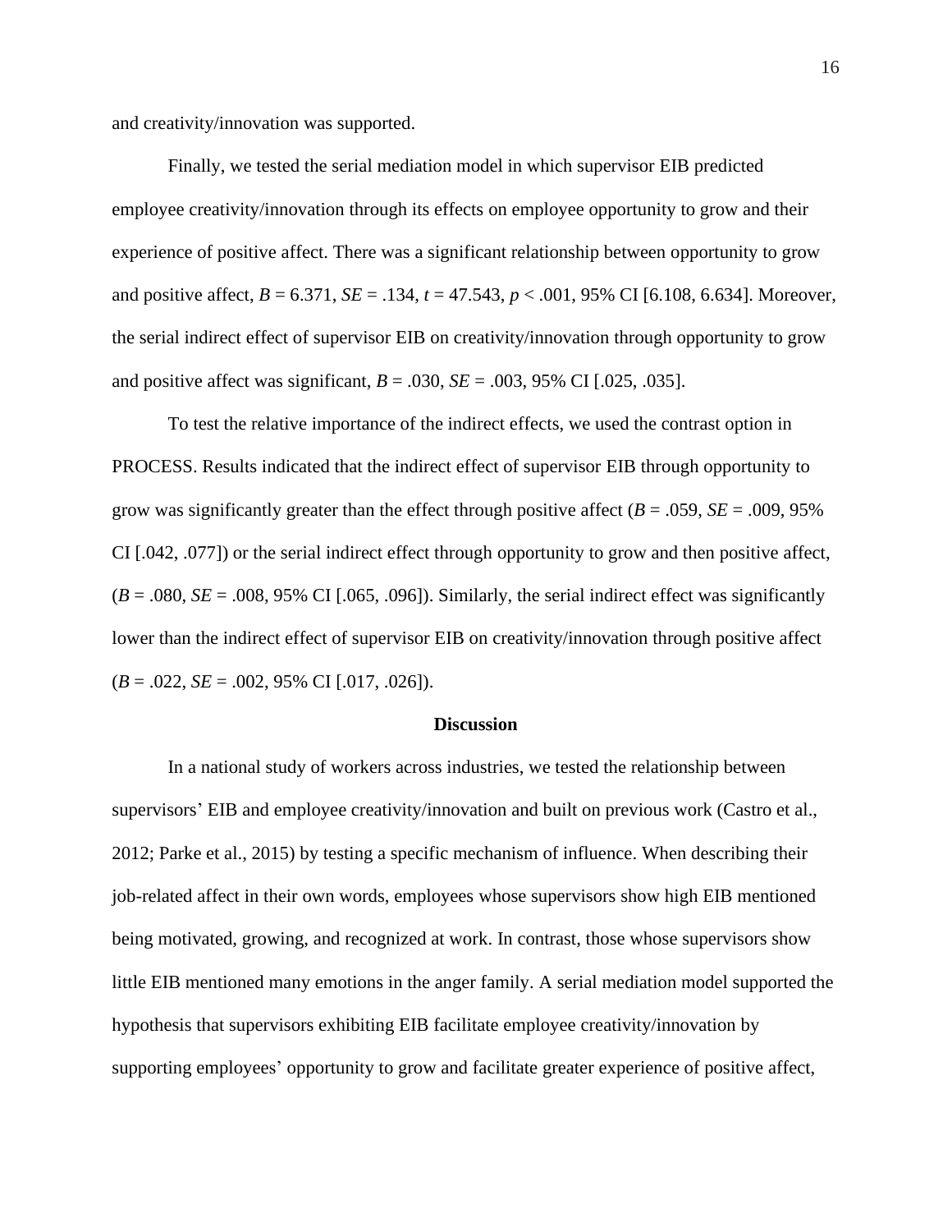and creativity/innovation was supported.

Finally, we tested the serial mediation model in which supervisor EIB predicted employee creativity/innovation through its effects on employee opportunity to grow and their experience of positive affect. There was a significant relationship between opportunity to grow and positive affect, $B = 6.371$, $SE = .134$, $t = 47.543$, $p < .001$, 95% CI [6.108, 6.634]. Moreover, the serial indirect effect of supervisor EIB on creativity/innovation through opportunity to grow and positive affect was significant, $B = .030$, $SE = .003$, 95% CI [.025, .035].

To test the relative importance of the indirect effects, we used the contrast option in PROCESS. Results indicated that the indirect effect of supervisor EIB through opportunity to grow was significantly greater than the effect through positive affect ($B = .059$, $SE = .009$, 95% CI [.042, .077]) or the serial indirect effect through opportunity to grow and then positive affect, ($B = .080$, $SE = .008$, 95% CI [.065, .096]). Similarly, the serial indirect effect was significantly lower than the indirect effect of supervisor EIB on creativity/innovation through positive affect ($B = .022$, $SE = .002$, 95% CI [.017, .026]).

## Discussion

In a national study of workers across industries, we tested the relationship between supervisors' EIB and employee creativity/innovation and built on previous work (Castro et al., 2012; Parke et al., 2015) by testing a specific mechanism of influence. When describing their job-related affect in their own words, employees whose supervisors show high EIB mentioned being motivated, growing, and recognized at work. In contrast, those whose supervisors show little EIB mentioned many emotions in the anger family. A serial mediation model supported the hypothesis that supervisors exhibiting EIB facilitate employee creativity/innovation by supporting employees' opportunity to grow and facilitate greater experience of positive affect,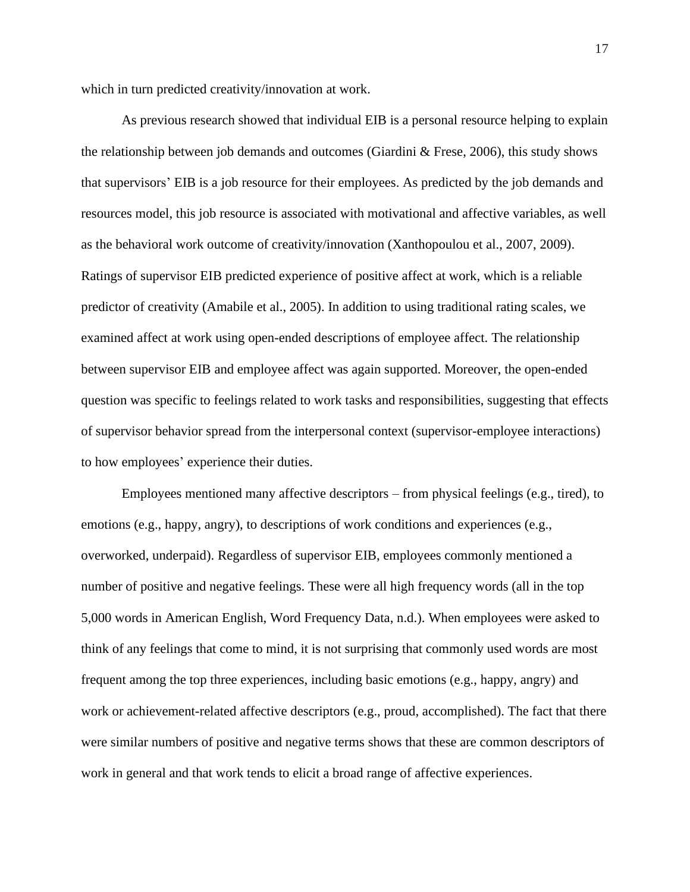which in turn predicted creativity/innovation at work.

As previous research showed that individual EIB is a personal resource helping to explain the relationship between job demands and outcomes (Giardini & Frese, 2006), this study shows that supervisors' EIB is a job resource for their employees. As predicted by the job demands and resources model, this job resource is associated with motivational and affective variables, as well as the behavioral work outcome of creativity/innovation (Xanthopoulou et al., 2007, 2009). Ratings of supervisor EIB predicted experience of positive affect at work, which is a reliable predictor of creativity (Amabile et al., 2005). In addition to using traditional rating scales, we examined affect at work using open-ended descriptions of employee affect. The relationship between supervisor EIB and employee affect was again supported. Moreover, the open-ended question was specific to feelings related to work tasks and responsibilities, suggesting that effects of supervisor behavior spread from the interpersonal context (supervisor-employee interactions) to how employees' experience their duties.

Employees mentioned many affective descriptors – from physical feelings (e.g., tired), to emotions (e.g., happy, angry), to descriptions of work conditions and experiences (e.g., overworked, underpaid). Regardless of supervisor EIB, employees commonly mentioned a number of positive and negative feelings. These were all high frequency words (all in the top 5,000 words in American English, Word Frequency Data, n.d.). When employees were asked to think of any feelings that come to mind, it is not surprising that commonly used words are most frequent among the top three experiences, including basic emotions (e.g., happy, angry) and work or achievement-related affective descriptors (e.g., proud, accomplished). The fact that there were similar numbers of positive and negative terms shows that these are common descriptors of work in general and that work tends to elicit a broad range of affective experiences.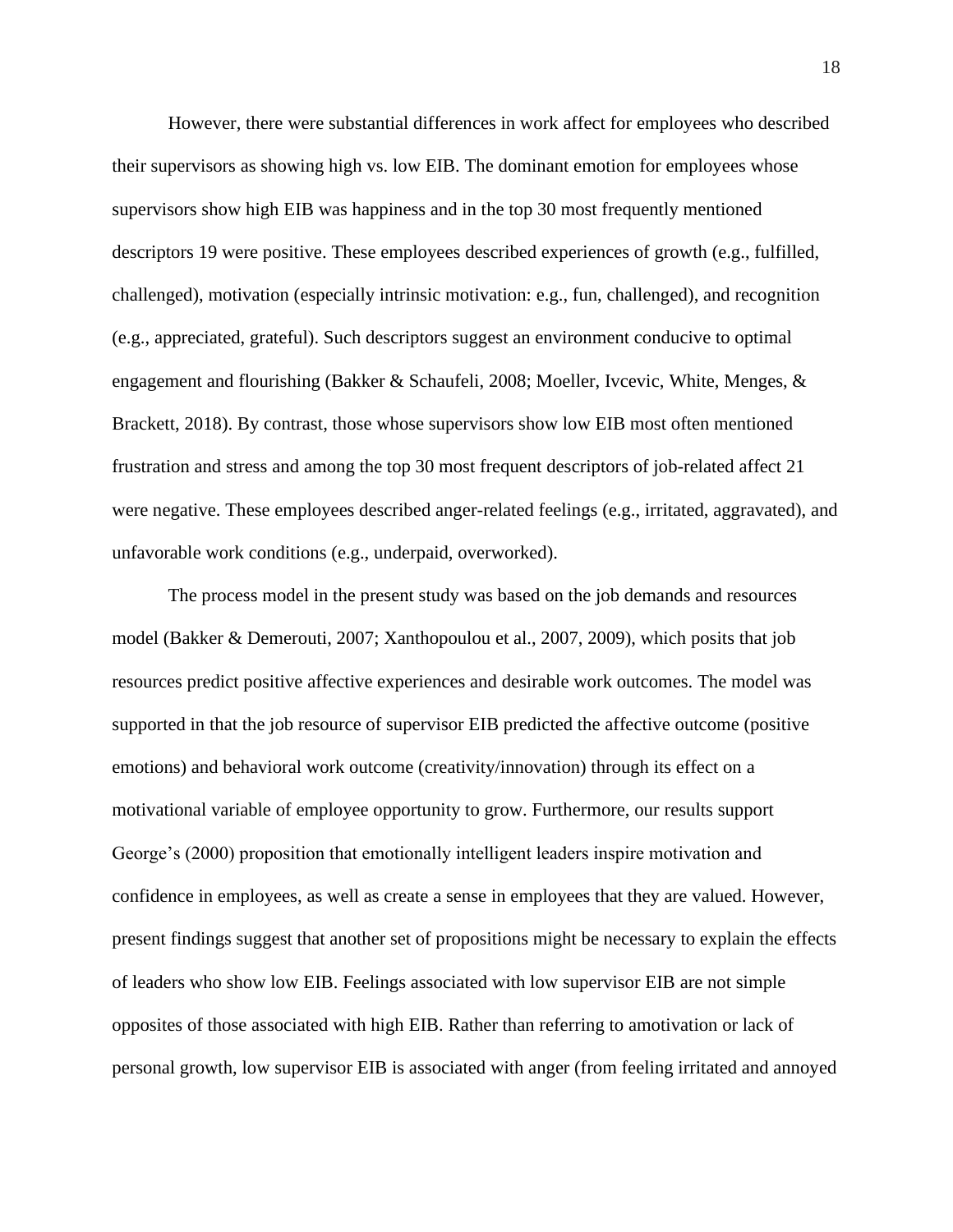However, there were substantial differences in work affect for employees who described their supervisors as showing high vs. low EIB. The dominant emotion for employees whose supervisors show high EIB was happiness and in the top 30 most frequently mentioned descriptors 19 were positive. These employees described experiences of growth (e.g., fulfilled, challenged), motivation (especially intrinsic motivation: e.g., fun, challenged), and recognition (e.g., appreciated, grateful). Such descriptors suggest an environment conducive to optimal engagement and flourishing (Bakker & Schaufeli, 2008; Moeller, Ivcevic, White, Menges, & Brackett, 2018). By contrast, those whose supervisors show low EIB most often mentioned frustration and stress and among the top 30 most frequent descriptors of job-related affect 21 were negative. These employees described anger-related feelings (e.g., irritated, aggravated), and unfavorable work conditions (e.g., underpaid, overworked).

The process model in the present study was based on the job demands and resources model (Bakker & Demerouti, 2007; Xanthopoulou et al., 2007, 2009), which posits that job resources predict positive affective experiences and desirable work outcomes. The model was supported in that the job resource of supervisor EIB predicted the affective outcome (positive emotions) and behavioral work outcome (creativity/innovation) through its effect on a motivational variable of employee opportunity to grow. Furthermore, our results support George's (2000) proposition that emotionally intelligent leaders inspire motivation and confidence in employees, as well as create a sense in employees that they are valued. However, present findings suggest that another set of propositions might be necessary to explain the effects of leaders who show low EIB. Feelings associated with low supervisor EIB are not simple opposites of those associated with high EIB. Rather than referring to amotivation or lack of personal growth, low supervisor EIB is associated with anger (from feeling irritated and annoyed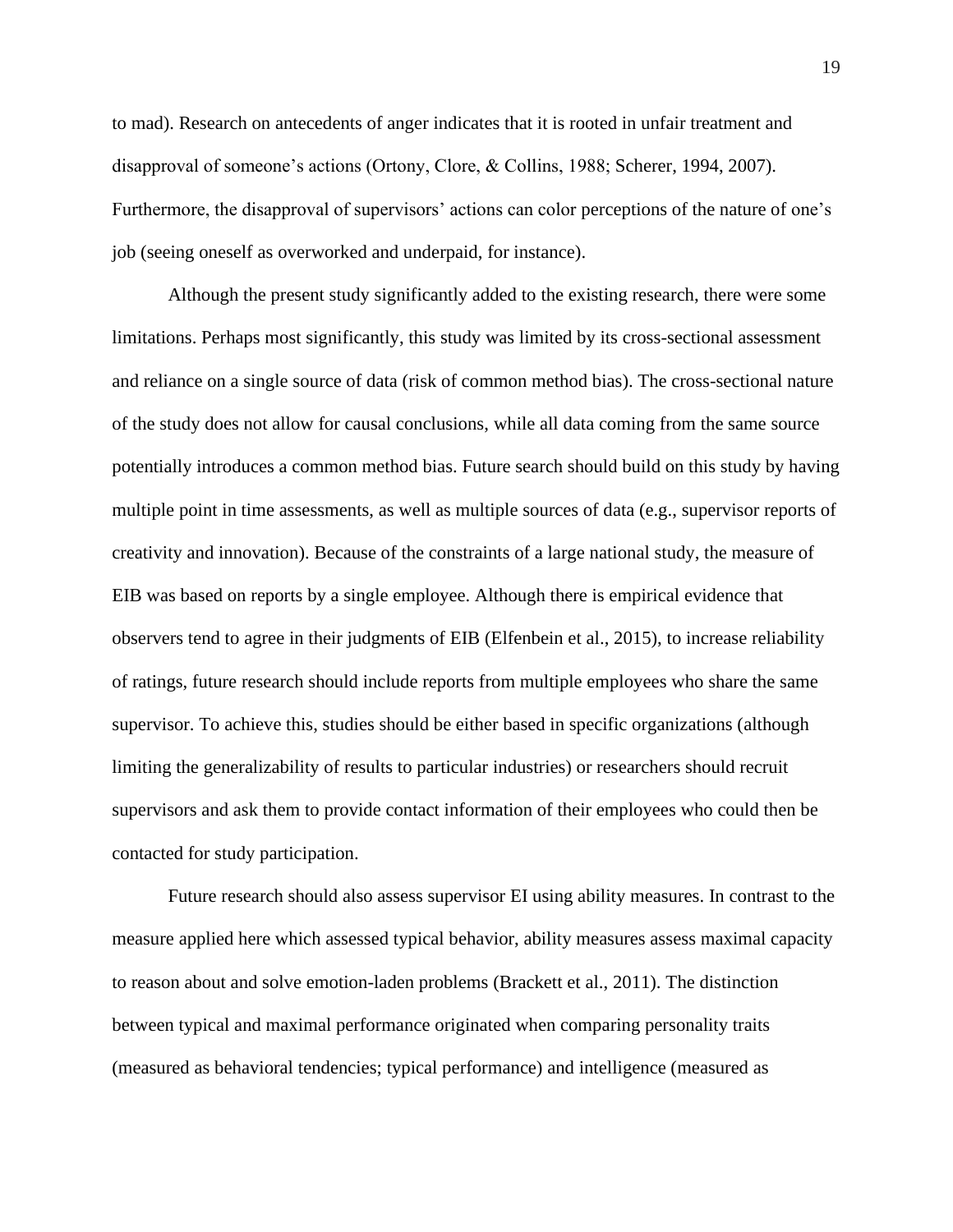to mad). Research on antecedents of anger indicates that it is rooted in unfair treatment and disapproval of someone's actions (Ortony, Clore, & Collins, 1988; Scherer, 1994, 2007). Furthermore, the disapproval of supervisors' actions can color perceptions of the nature of one's job (seeing oneself as overworked and underpaid, for instance).

Although the present study significantly added to the existing research, there were some limitations. Perhaps most significantly, this study was limited by its cross-sectional assessment and reliance on a single source of data (risk of common method bias). The cross-sectional nature of the study does not allow for causal conclusions, while all data coming from the same source potentially introduces a common method bias. Future search should build on this study by having multiple point in time assessments, as well as multiple sources of data (e.g., supervisor reports of creativity and innovation). Because of the constraints of a large national study, the measure of EIB was based on reports by a single employee. Although there is empirical evidence that observers tend to agree in their judgments of EIB (Elfenbein et al., 2015), to increase reliability of ratings, future research should include reports from multiple employees who share the same supervisor. To achieve this, studies should be either based in specific organizations (although limiting the generalizability of results to particular industries) or researchers should recruit supervisors and ask them to provide contact information of their employees who could then be contacted for study participation.

Future research should also assess supervisor EI using ability measures. In contrast to the measure applied here which assessed typical behavior, ability measures assess maximal capacity to reason about and solve emotion-laden problems (Brackett et al., 2011). The distinction between typical and maximal performance originated when comparing personality traits (measured as behavioral tendencies; typical performance) and intelligence (measured as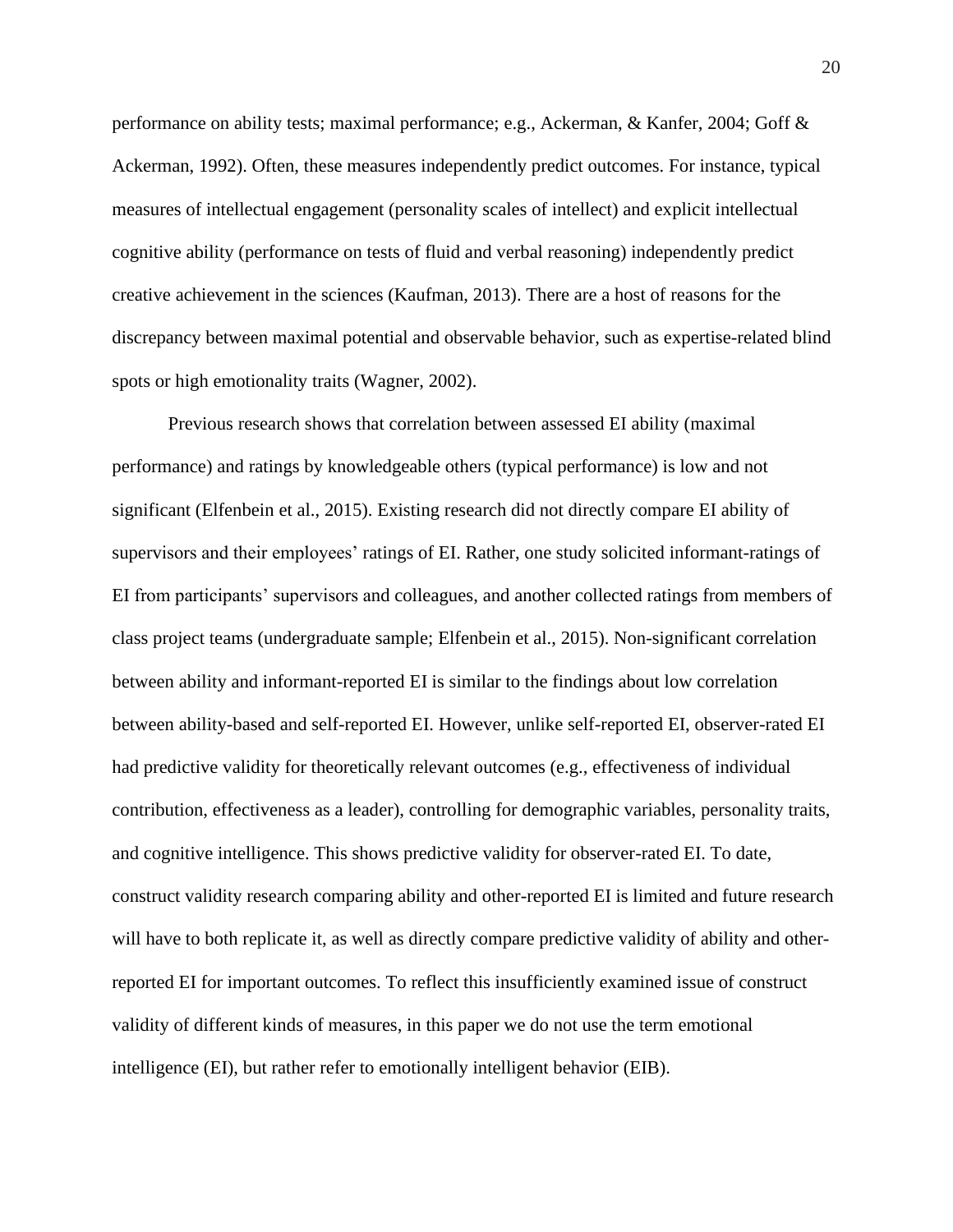performance on ability tests; maximal performance; e.g., Ackerman, & Kanfer, 2004; Goff & Ackerman, 1992). Often, these measures independently predict outcomes. For instance, typical measures of intellectual engagement (personality scales of intellect) and explicit intellectual cognitive ability (performance on tests of fluid and verbal reasoning) independently predict creative achievement in the sciences (Kaufman, 2013). There are a host of reasons for the discrepancy between maximal potential and observable behavior, such as expertise-related blind spots or high emotionality traits (Wagner, 2002).

Previous research shows that correlation between assessed EI ability (maximal performance) and ratings by knowledgeable others (typical performance) is low and not significant (Elfenbein et al., 2015). Existing research did not directly compare EI ability of supervisors and their employees' ratings of EI. Rather, one study solicited informant-ratings of EI from participants' supervisors and colleagues, and another collected ratings from members of class project teams (undergraduate sample; Elfenbein et al., 2015). Non-significant correlation between ability and informant-reported EI is similar to the findings about low correlation between ability-based and self-reported EI. However, unlike self-reported EI, observer-rated EI had predictive validity for theoretically relevant outcomes (e.g., effectiveness of individual contribution, effectiveness as a leader), controlling for demographic variables, personality traits, and cognitive intelligence. This shows predictive validity for observer-rated EI. To date, construct validity research comparing ability and other-reported EI is limited and future research will have to both replicate it, as well as directly compare predictive validity of ability and other-reported EI for important outcomes. To reflect this insufficiently examined issue of construct validity of different kinds of measures, in this paper we do not use the term emotional intelligence (EI), but rather refer to emotionally intelligent behavior (EIB).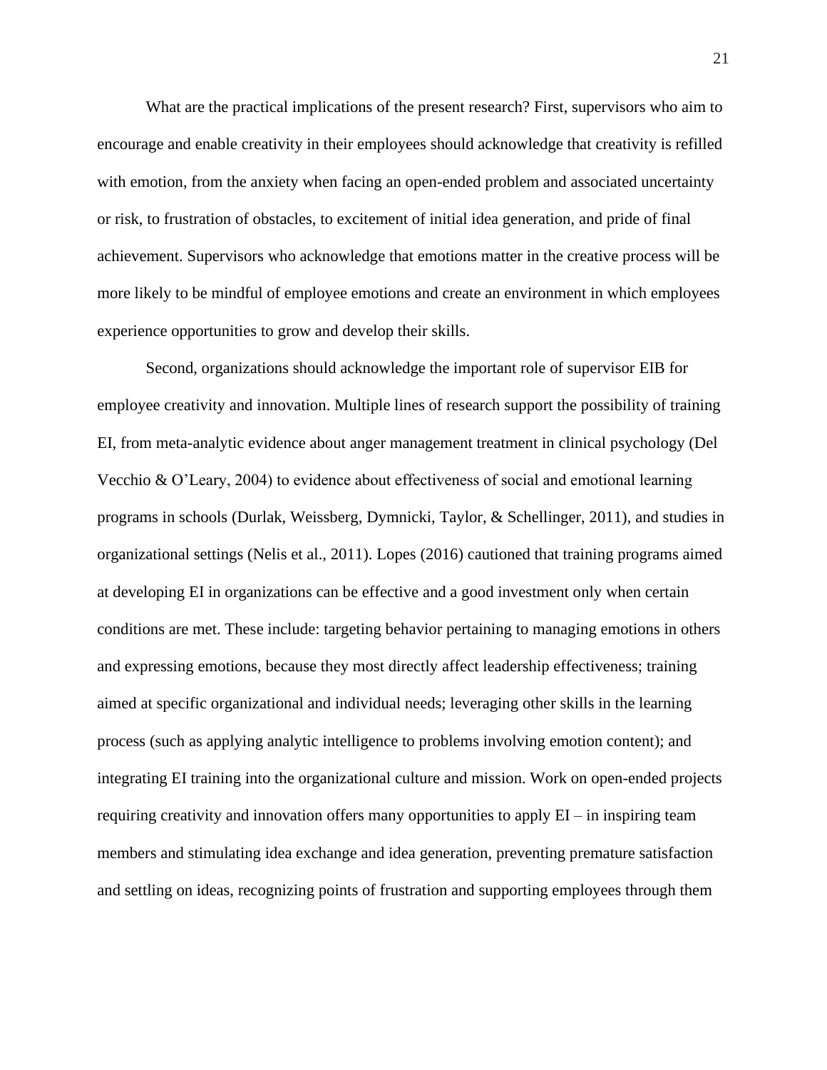What are the practical implications of the present research? First, supervisors who aim to encourage and enable creativity in their employees should acknowledge that creativity is refilled with emotion, from the anxiety when facing an open-ended problem and associated uncertainty or risk, to frustration of obstacles, to excitement of initial idea generation, and pride of final achievement. Supervisors who acknowledge that emotions matter in the creative process will be more likely to be mindful of employee emotions and create an environment in which employees experience opportunities to grow and develop their skills.

Second, organizations should acknowledge the important role of supervisor EIB for employee creativity and innovation. Multiple lines of research support the possibility of training EI, from meta-analytic evidence about anger management treatment in clinical psychology (Del Vecchio & O'Leary, 2004) to evidence about effectiveness of social and emotional learning programs in schools (Durlak, Weissberg, Dymnicki, Taylor, & Schellinger, 2011), and studies in organizational settings (Nelis et al., 2011). Lopes (2016) cautioned that training programs aimed at developing EI in organizations can be effective and a good investment only when certain conditions are met. These include: targeting behavior pertaining to managing emotions in others and expressing emotions, because they most directly affect leadership effectiveness; training aimed at specific organizational and individual needs; leveraging other skills in the learning process (such as applying analytic intelligence to problems involving emotion content); and integrating EI training into the organizational culture and mission. Work on open-ended projects requiring creativity and innovation offers many opportunities to apply EI – in inspiring team members and stimulating idea exchange and idea generation, preventing premature satisfaction and settling on ideas, recognizing points of frustration and supporting employees through them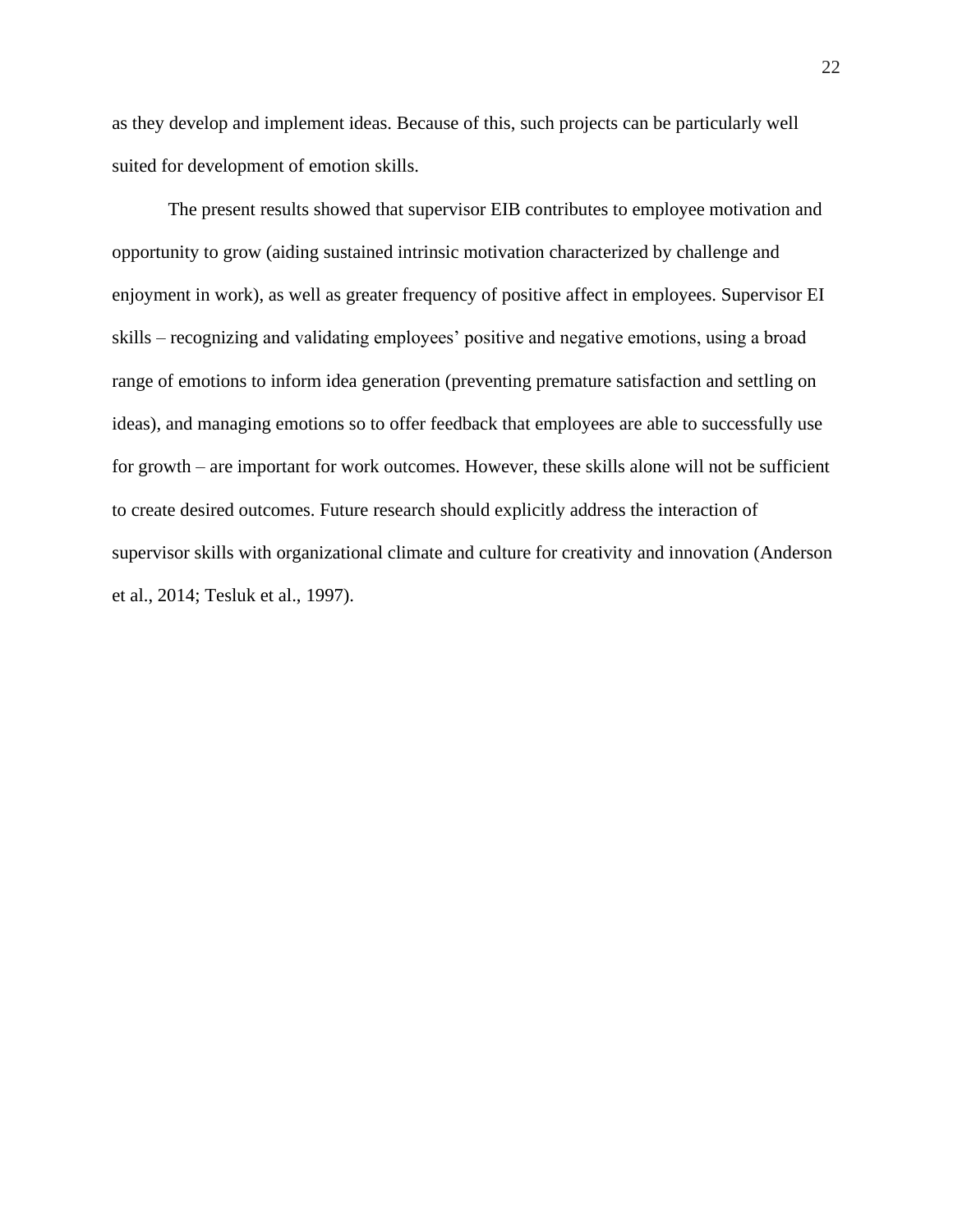as they develop and implement ideas. Because of this, such projects can be particularly well suited for development of emotion skills.

The present results showed that supervisor EIB contributes to employee motivation and opportunity to grow (aiding sustained intrinsic motivation characterized by challenge and enjoyment in work), as well as greater frequency of positive affect in employees. Supervisor EI skills – recognizing and validating employees' positive and negative emotions, using a broad range of emotions to inform idea generation (preventing premature satisfaction and settling on ideas), and managing emotions so to offer feedback that employees are able to successfully use for growth – are important for work outcomes. However, these skills alone will not be sufficient to create desired outcomes. Future research should explicitly address the interaction of supervisor skills with organizational climate and culture for creativity and innovation (Anderson et al., 2014; Tesluk et al., 1997).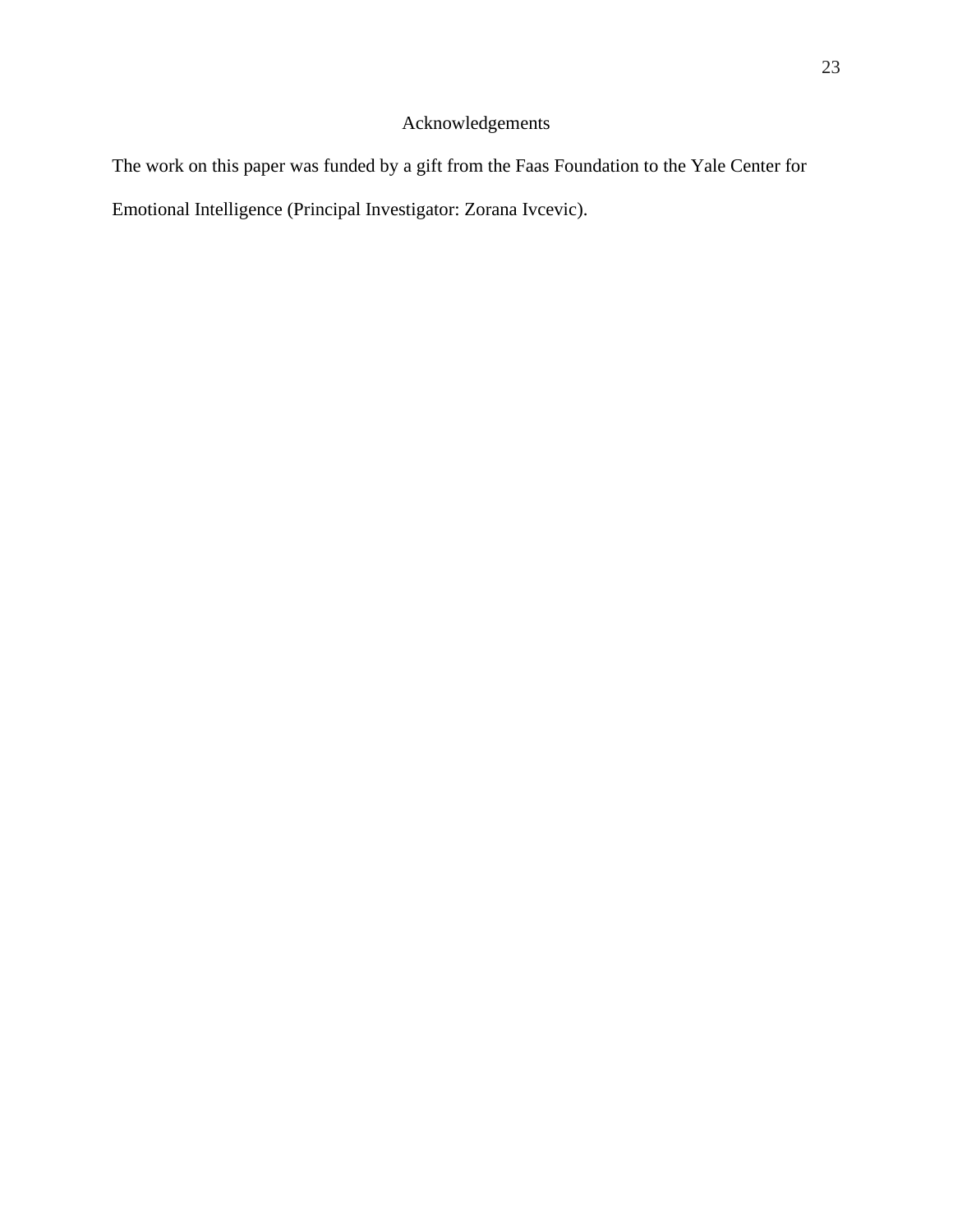# Acknowledgements

The work on this paper was funded by a gift from the Faas Foundation to the Yale Center for Emotional Intelligence (Principal Investigator: Zorana Ivcevic).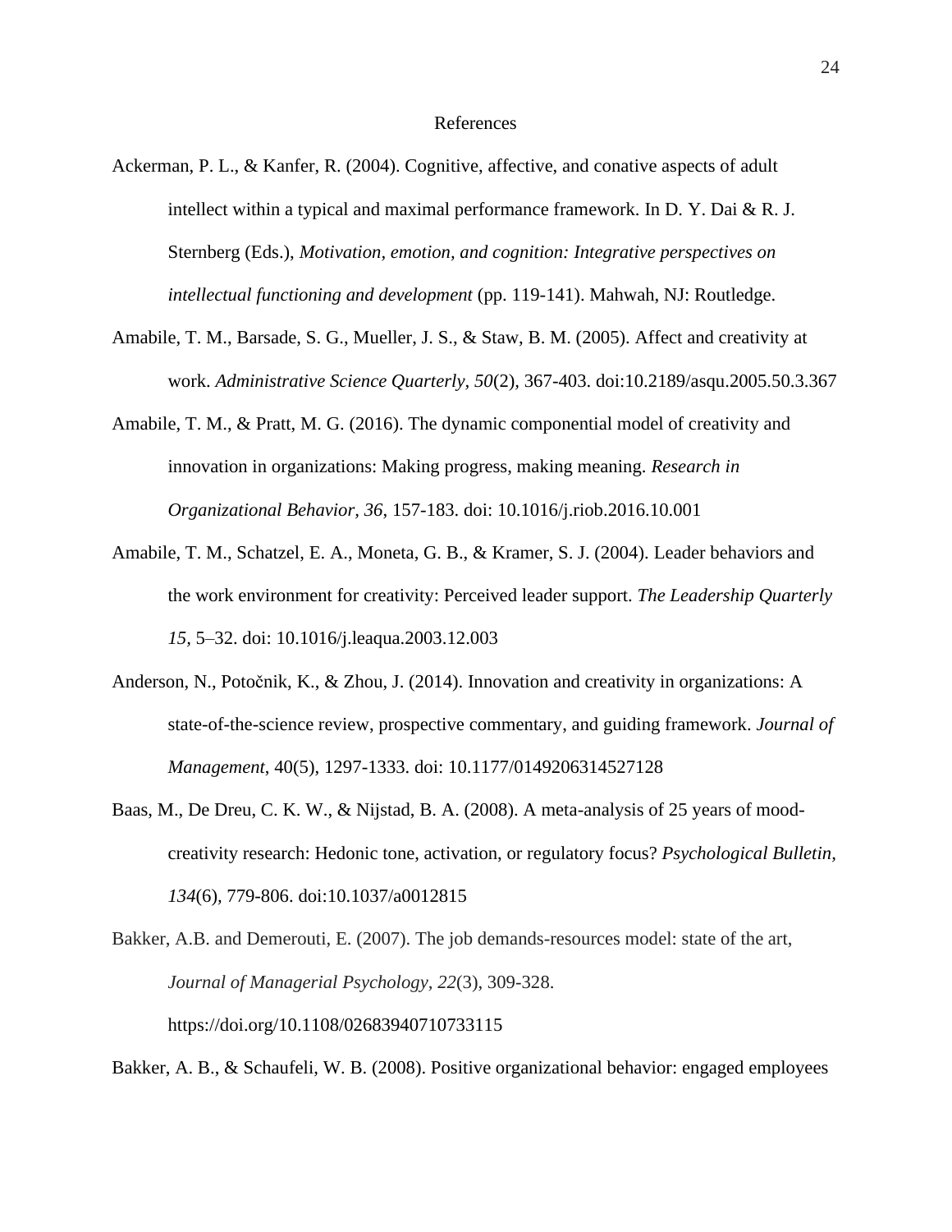# References

Ackerman, P. L., & Kanfer, R. (2004). Cognitive, affective, and conative aspects of adult intellect within a typical and maximal performance framework. In D. Y. Dai & R. J. Sternberg (Eds.), *Motivation, emotion, and cognition: Integrative perspectives on intellectual functioning and development* (pp. 119-141). Mahwah, NJ: Routledge.

Amabile, T. M., Barsade, S. G., Mueller, J. S., & Staw, B. M. (2005). Affect and creativity at work. *Administrative Science Quarterly, 50*(2), 367-403. doi:10.2189/asqu.2005.50.3.367

Amabile, T. M., & Pratt, M. G. (2016). The dynamic componential model of creativity and innovation in organizations: Making progress, making meaning. *Research in Organizational Behavior, 36*, 157-183. doi: 10.1016/j.riob.2016.10.001

Amabile, T. M., Schatzel, E. A., Moneta, G. B., & Kramer, S. J. (2004). Leader behaviors and the work environment for creativity: Perceived leader support. *The Leadership Quarterly 15,* 5–32. doi: 10.1016/j.leaqua.2003.12.003

Anderson, N., Potočnik, K., & Zhou, J. (2014). Innovation and creativity in organizations: A state-of-the-science review, prospective commentary, and guiding framework. *Journal of Management*, 40(5), 1297-1333. doi: 10.1177/0149206314527128

Baas, M., De Dreu, C. K. W., & Nijstad, B. A. (2008). A meta-analysis of 25 years of mood-creativity research: Hedonic tone, activation, or regulatory focus? *Psychological Bulletin, 134*(6), 779-806. doi:10.1037/a0012815

Bakker, A.B. and Demerouti, E. (2007). The job demands-resources model: state of the art, *Journal of Managerial Psychology, 22*(3), 309-328. https://doi.org/10.1108/02683940710733115

Bakker, A. B., & Schaufeli, W. B. (2008). Positive organizational behavior: engaged employees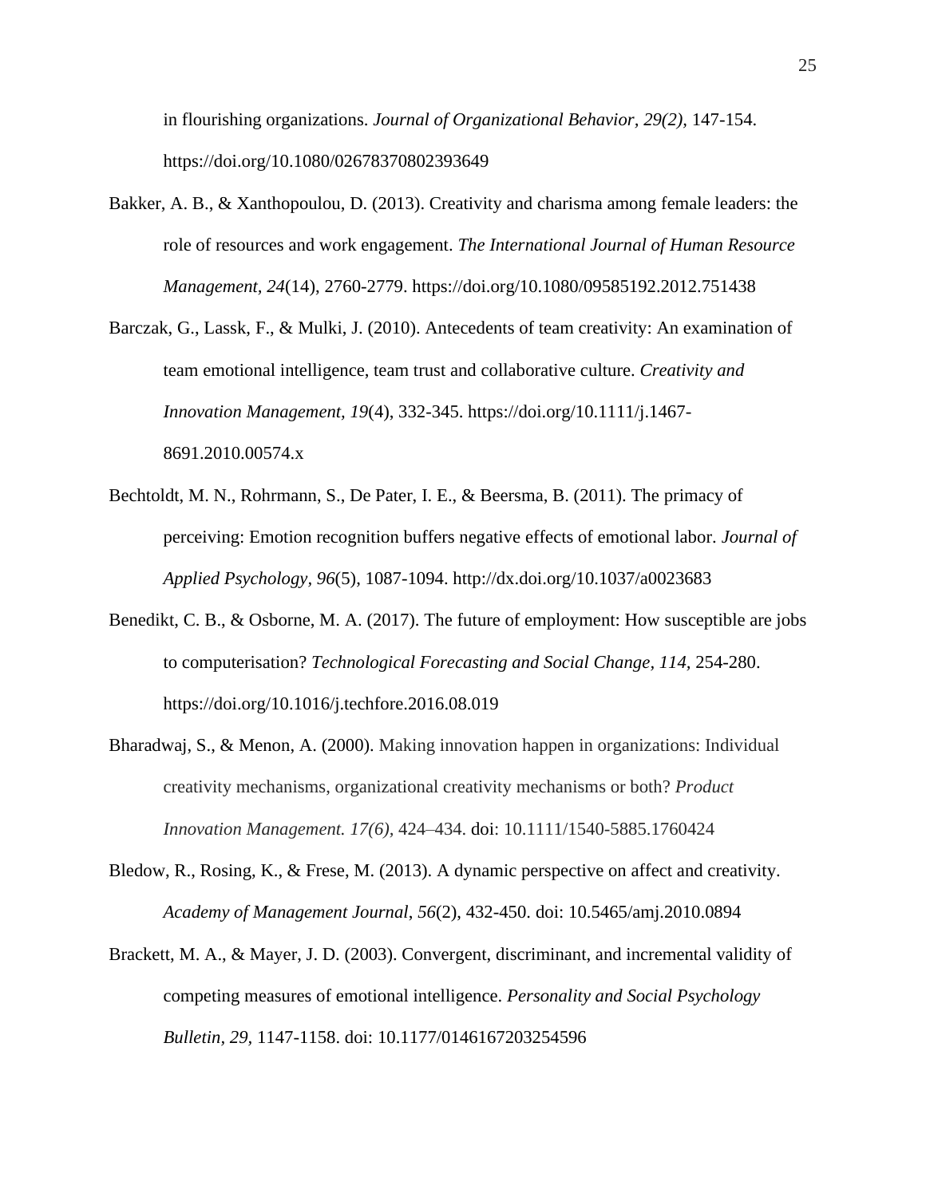in flourishing organizations. *Journal of Organizational Behavior, 29(2),* 147-154. https://doi.org/10.1080/02678370802393649

Bakker, A. B., & Xanthopoulou, D. (2013). Creativity and charisma among female leaders: the role of resources and work engagement. *The International Journal of Human Resource Management, 24*(14), 2760-2779. https://doi.org/10.1080/09585192.2012.751438

Barczak, G., Lassk, F., & Mulki, J. (2010). Antecedents of team creativity: An examination of team emotional intelligence, team trust and collaborative culture. *Creativity and Innovation Management, 19*(4), 332-345. https://doi.org/10.1111/j.1467-8691.2010.00574.x

Bechtoldt, M. N., Rohrmann, S., De Pater, I. E., & Beersma, B. (2011). The primacy of perceiving: Emotion recognition buffers negative effects of emotional labor. *Journal of Applied Psychology, 96*(5), 1087-1094. http://dx.doi.org/10.1037/a0023683

Benedikt, C. B., & Osborne, M. A. (2017). The future of employment: How susceptible are jobs to computerisation? *Technological Forecasting and Social Change, 114,* 254-280. https://doi.org/10.1016/j.techfore.2016.08.019

Bharadwaj, S., & Menon, A. (2000). Making innovation happen in organizations: Individual creativity mechanisms, organizational creativity mechanisms or both? *Product Innovation Management. 17(6),* 424–434. doi: 10.1111/1540-5885.1760424

Bledow, R., Rosing, K., & Frese, M. (2013). A dynamic perspective on affect and creativity. *Academy of Management Journal*, *56*(2), 432-450. doi: 10.5465/amj.2010.0894

Brackett, M. A., & Mayer, J. D. (2003). Convergent, discriminant, and incremental validity of competing measures of emotional intelligence. *Personality and Social Psychology Bulletin, 29,* 1147-1158. doi: 10.1177/0146167203254596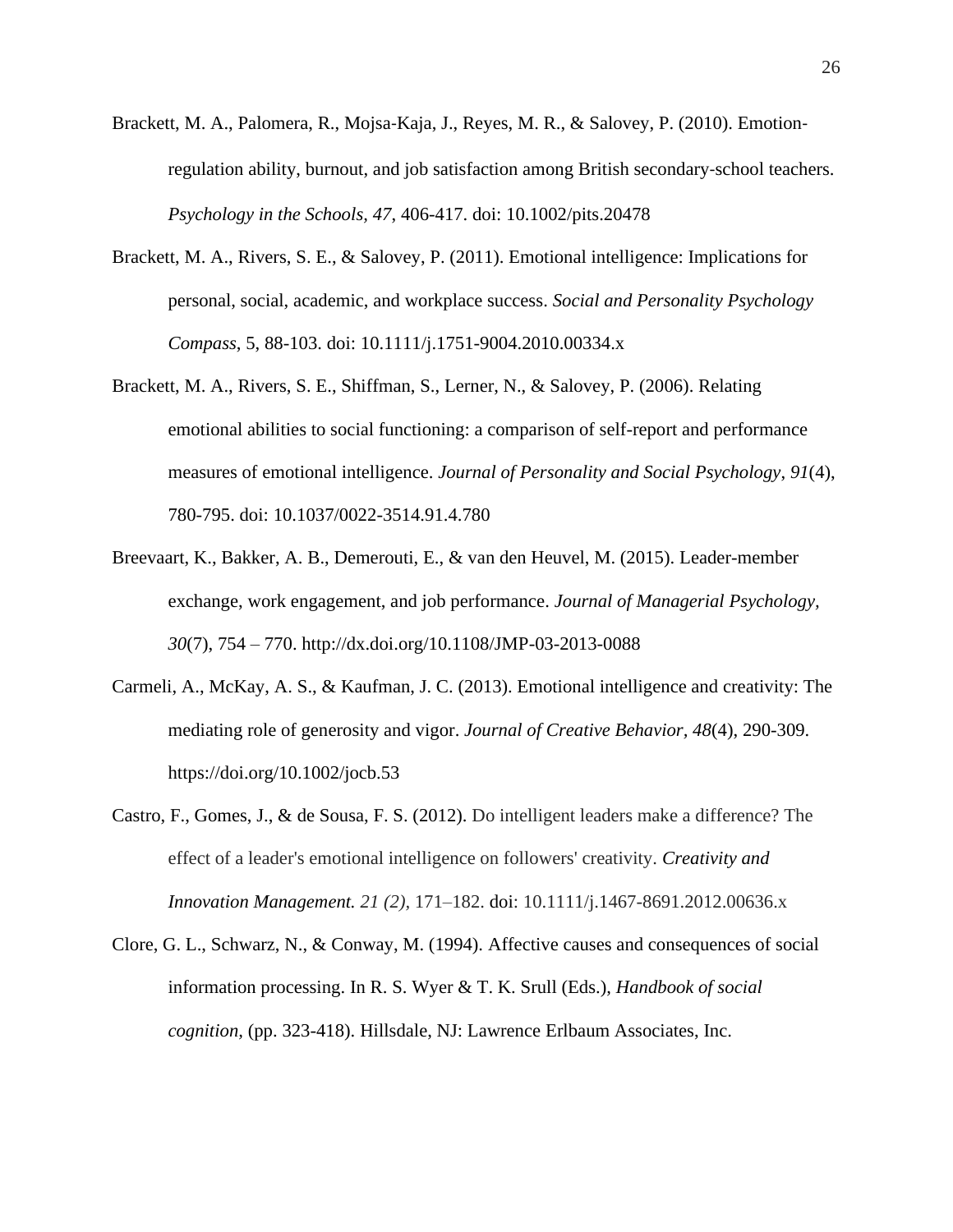Brackett, M. A., Palomera, R., Mojsa-Kaja, J., Reyes, M. R., & Salovey, P. (2010). Emotion-regulation ability, burnout, and job satisfaction among British secondary-school teachers. *Psychology in the Schools*, *47*, 406-417. doi: 10.1002/pits.20478

Brackett, M. A., Rivers, S. E., & Salovey, P. (2011). Emotional intelligence: Implications for personal, social, academic, and workplace success. *Social and Personality Psychology Compass*, 5, 88-103. doi: 10.1111/j.1751-9004.2010.00334.x

Brackett, M. A., Rivers, S. E., Shiffman, S., Lerner, N., & Salovey, P. (2006). Relating emotional abilities to social functioning: a comparison of self-report and performance measures of emotional intelligence. *Journal of Personality and Social Psychology*, *91*(4), 780-795. doi: 10.1037/0022-3514.91.4.780

Breevaart, K., Bakker, A. B., Demerouti, E., & van den Heuvel, M. (2015). Leader-member exchange, work engagement, and job performance. *Journal of Managerial Psychology, 30*(7), 754 – 770. http://dx.doi.org/10.1108/JMP-03-2013-0088

Carmeli, A., McKay, A. S., & Kaufman, J. C. (2013). Emotional intelligence and creativity: The mediating role of generosity and vigor. *Journal of Creative Behavior*, *48*(4), 290-309. https://doi.org/10.1002/jocb.53

Castro, F., Gomes, J., & de Sousa, F. S. (2012). Do intelligent leaders make a difference? The effect of a leader's emotional intelligence on followers' creativity. *Creativity and Innovation Management. 21 (2),* 171–182. doi: 10.1111/j.1467-8691.2012.00636.x

Clore, G. L., Schwarz, N., & Conway, M. (1994). Affective causes and consequences of social information processing. In R. S. Wyer & T. K. Srull (Eds.), *Handbook of social cognition,* (pp. 323-418). Hillsdale, NJ: Lawrence Erlbaum Associates, Inc.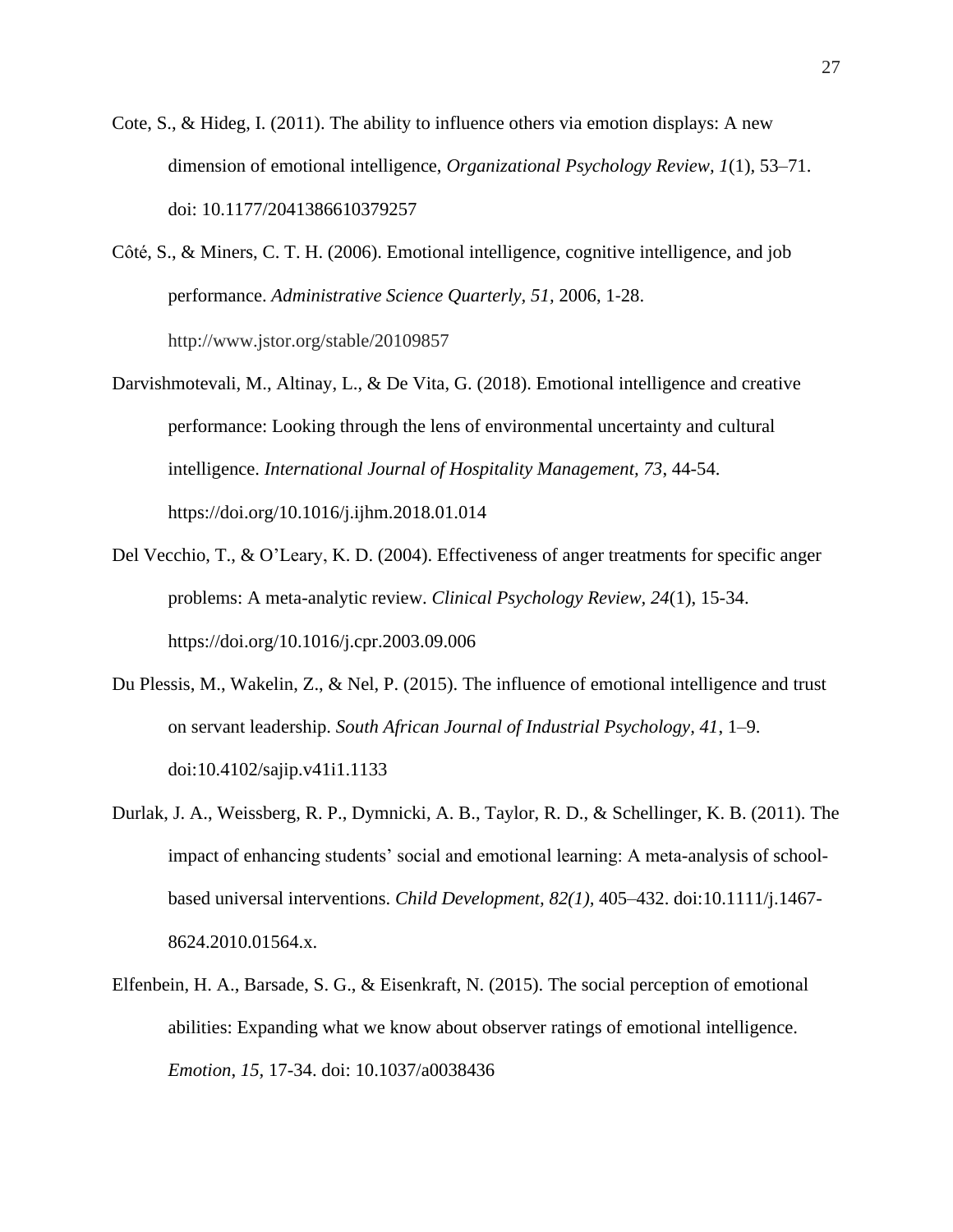Cote, S., & Hideg, I. (2011). The ability to influence others via emotion displays: A new dimension of emotional intelligence, *Organizational Psychology Review, 1*(1), 53–71. doi: 10.1177/2041386610379257

Côté, S., & Miners, C. T. H. (2006). Emotional intelligence, cognitive intelligence, and job performance. *Administrative Science Quarterly, 51*, 2006, 1-28. http://www.jstor.org/stable/20109857

Darvishmotevali, M., Altinay, L., & De Vita, G. (2018). Emotional intelligence and creative performance: Looking through the lens of environmental uncertainty and cultural intelligence. *International Journal of Hospitality Management, 73*, 44-54. https://doi.org/10.1016/j.ijhm.2018.01.014

Del Vecchio, T., & O'Leary, K. D. (2004). Effectiveness of anger treatments for specific anger problems: A meta-analytic review. *Clinical Psychology Review, 24*(1), 15-34. https://doi.org/10.1016/j.cpr.2003.09.006

Du Plessis, M., Wakelin, Z., & Nel, P. (2015). The influence of emotional intelligence and trust on servant leadership. *South African Journal of Industrial Psychology, 41*, 1–9. doi:10.4102/sajip.v41i1.1133

Durlak, J. A., Weissberg, R. P., Dymnicki, A. B., Taylor, R. D., & Schellinger, K. B. (2011). The impact of enhancing students' social and emotional learning: A meta-analysis of school-based universal interventions. *Child Development, 82(1)*, 405–432. doi:10.1111/j.1467-8624.2010.01564.x.

Elfenbein, H. A., Barsade, S. G., & Eisenkraft, N. (2015). The social perception of emotional abilities: Expanding what we know about observer ratings of emotional intelligence. *Emotion*, *15*, 17-34. doi: 10.1037/a0038436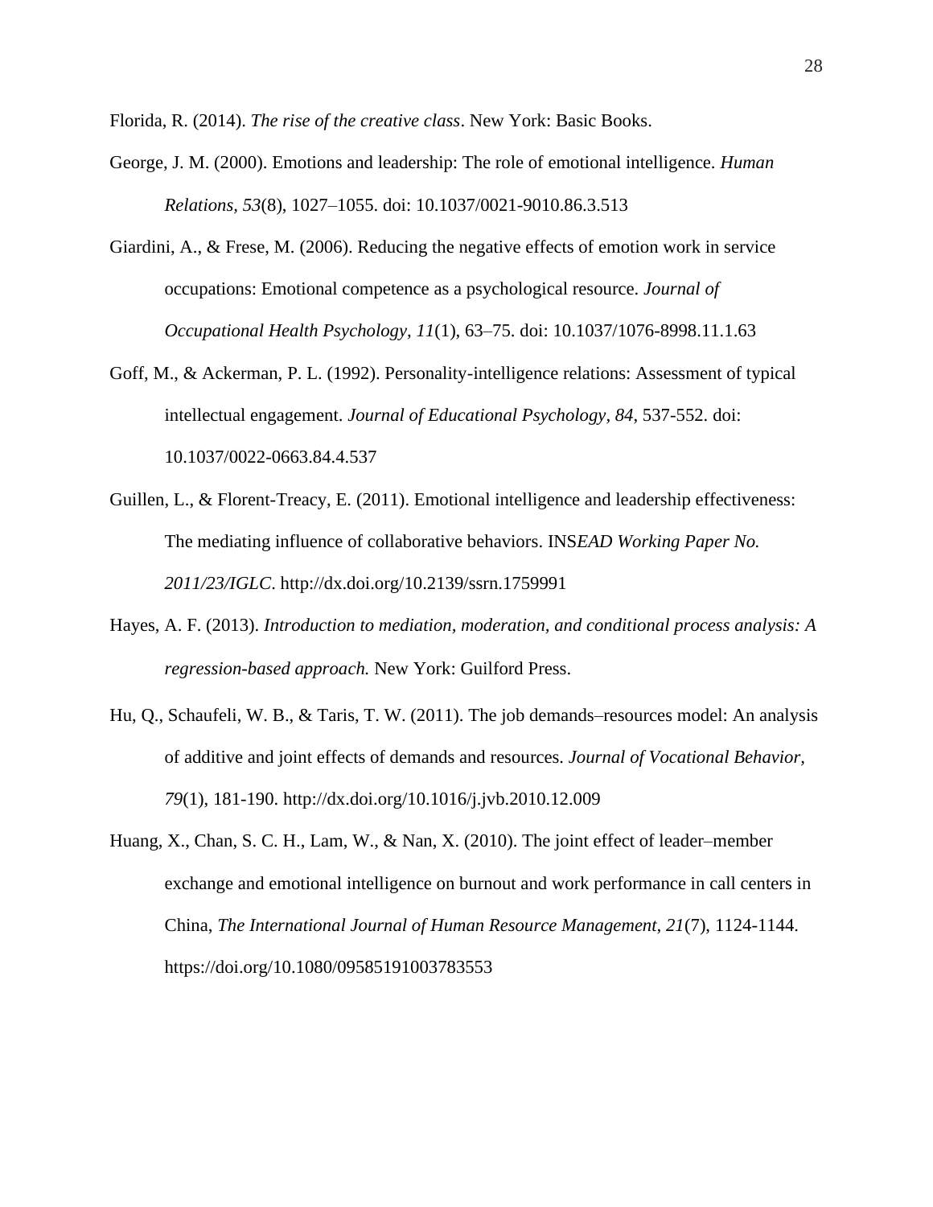Florida, R. (2014). *The rise of the creative class*. New York: Basic Books.

George, J. M. (2000). Emotions and leadership: The role of emotional intelligence. *Human Relations, 53*(8), 1027–1055. doi: 10.1037/0021-9010.86.3.513

Giardini, A., & Frese, M. (2006). Reducing the negative effects of emotion work in service occupations: Emotional competence as a psychological resource. *Journal of Occupational Health Psychology, 11*(1), 63–75. doi: 10.1037/1076-8998.11.1.63

Goff, M., & Ackerman, P. L. (1992). Personality-intelligence relations: Assessment of typical intellectual engagement. *Journal of Educational Psychology, 84*, 537-552. doi: 10.1037/0022-0663.84.4.537

Guillen, L., & Florent-Treacy, E. (2011). Emotional intelligence and leadership effectiveness: The mediating influence of collaborative behaviors. INS*EAD Working Paper No. 2011/23/IGLC*. http://dx.doi.org/10.2139/ssrn.1759991

Hayes, A. F. (2013). *Introduction to mediation, moderation, and conditional process analysis: A regression-based approach.* New York: Guilford Press.

Hu, Q., Schaufeli, W. B., & Taris, T. W. (2011). The job demands–resources model: An analysis of additive and joint effects of demands and resources. *Journal of Vocational Behavior, 79*(1), 181-190. http://dx.doi.org/10.1016/j.jvb.2010.12.009

Huang, X., Chan, S. C. H., Lam, W., & Nan, X. (2010). The joint effect of leader–member exchange and emotional intelligence on burnout and work performance in call centers in China, *The International Journal of Human Resource Management, 21*(7), 1124-1144. https://doi.org/10.1080/09585191003783553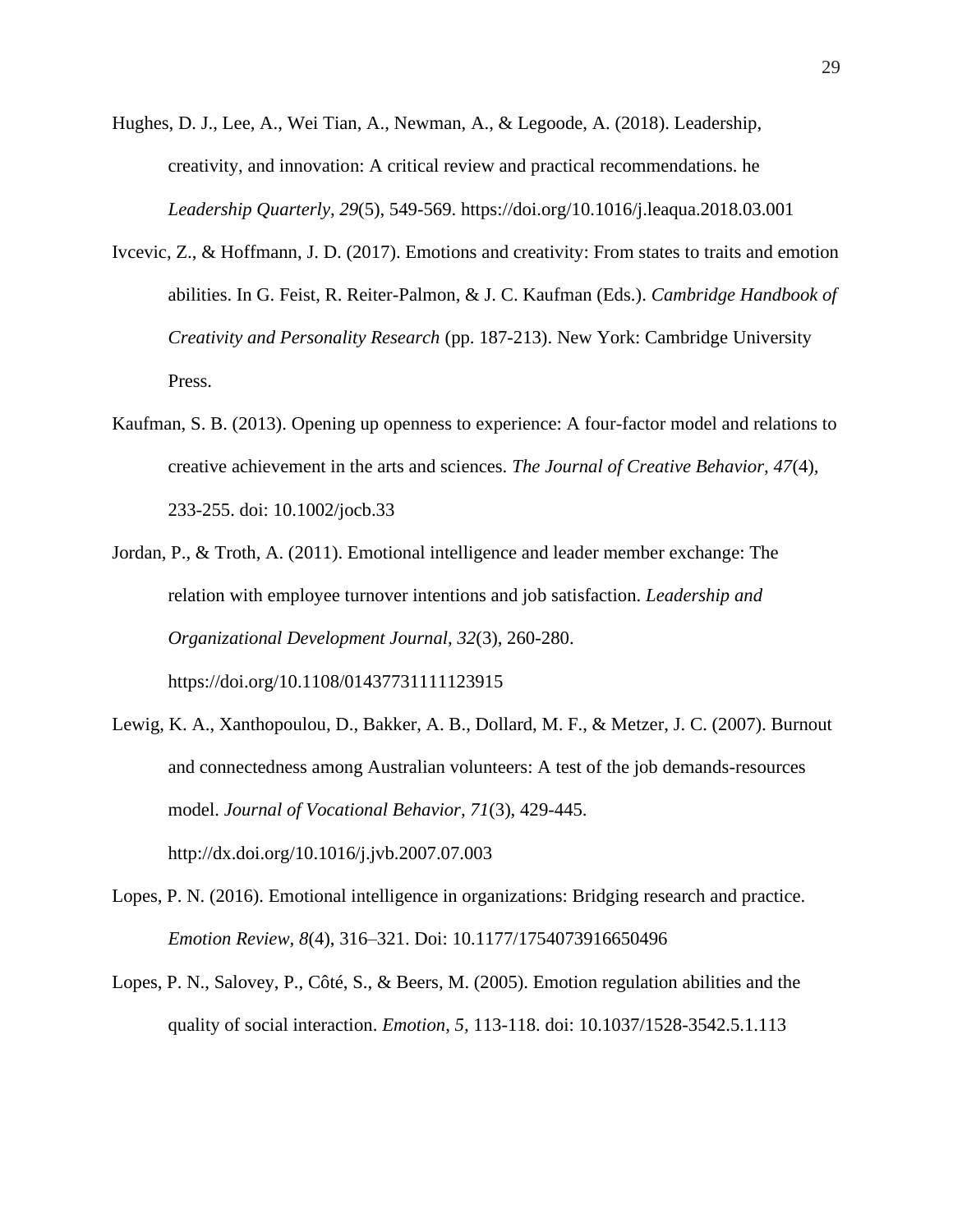Hughes, D. J., Lee, A., Wei Tian, A., Newman, A., & Legoode, A. (2018). Leadership, creativity, and innovation: A critical review and practical recommendations. he *Leadership Quarterly, 29*(5), 549-569. https://doi.org/10.1016/j.leaqua.2018.03.001

Ivcevic, Z., & Hoffmann, J. D. (2017). Emotions and creativity: From states to traits and emotion abilities. In G. Feist, R. Reiter-Palmon, & J. C. Kaufman (Eds.). *Cambridge Handbook of Creativity and Personality Research* (pp. 187-213). New York: Cambridge University Press.

Kaufman, S. B. (2013). Opening up openness to experience: A four-factor model and relations to creative achievement in the arts and sciences. *The Journal of Creative Behavior, 47*(4), 233-255. doi: 10.1002/jocb.33

Jordan, P., & Troth, A. (2011). Emotional intelligence and leader member exchange: The relation with employee turnover intentions and job satisfaction. *Leadership and Organizational Development Journal, 32*(3), 260-280. https://doi.org/10.1108/01437731111123915

Lewig, K. A., Xanthopoulou, D., Bakker, A. B., Dollard, M. F., & Metzer, J. C. (2007). Burnout and connectedness among Australian volunteers: A test of the job demands-resources model. *Journal of Vocational Behavior, 71*(3), 429-445. http://dx.doi.org/10.1016/j.jvb.2007.07.003

Lopes, P. N. (2016). Emotional intelligence in organizations: Bridging research and practice. *Emotion Review, 8*(4), 316–321. Doi: 10.1177/1754073916650496

Lopes, P. N., Salovey, P., Côté, S., & Beers, M. (2005). Emotion regulation abilities and the quality of social interaction. *Emotion*, *5,* 113-118. doi: 10.1037/1528-3542.5.1.113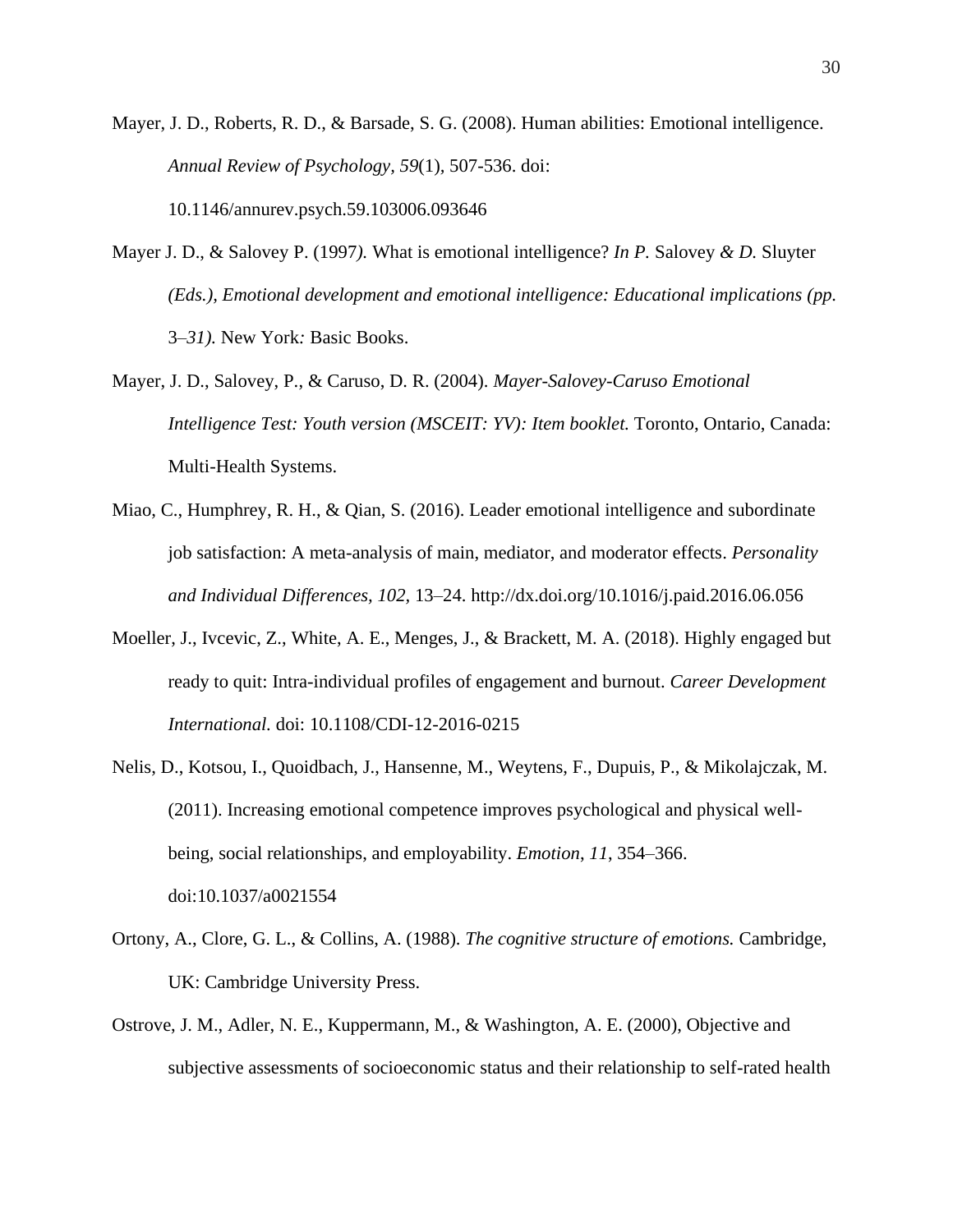Mayer, J. D., Roberts, R. D., & Barsade, S. G. (2008). Human abilities: Emotional intelligence. *Annual Review of Psychology*, *59*(1), 507-536. doi: 10.1146/annurev.psych.59.103006.093646

Mayer J. D., & Salovey P. (1997*).* What is emotional intelligence? *In P.* Salovey *& D.* Sluyter *(Eds.), Emotional development and emotional intelligence: Educational implications (pp.* 3*–31).* New York*:* Basic Books.

Mayer, J. D., Salovey, P., & Caruso, D. R. (2004). *Mayer-Salovey-Caruso Emotional Intelligence Test: Youth version (MSCEIT: YV): Item booklet.* Toronto, Ontario, Canada: Multi-Health Systems.

Miao, C., Humphrey, R. H., & Qian, S. (2016). Leader emotional intelligence and subordinate job satisfaction: A meta-analysis of main, mediator, and moderator effects. *Personality and Individual Differences*, *102*, 13–24. http://dx.doi.org/10.1016/j.paid.2016.06.056

Moeller, J., Ivcevic, Z., White, A. E., Menges, J., & Brackett, M. A. (2018). Highly engaged but ready to quit: Intra-individual profiles of engagement and burnout. *Career Development International.* doi: 10.1108/CDI-12-2016-0215

Nelis, D., Kotsou, I., Quoidbach, J., Hansenne, M., Weytens, F., Dupuis, P., & Mikolajczak, M. (2011). Increasing emotional competence improves psychological and physical well-being, social relationships, and employability. *Emotion*, *11*, 354–366. doi:10.1037/a0021554

Ortony, A., Clore, G. L., & Collins, A. (1988). *The cognitive structure of emotions.* Cambridge, UK: Cambridge University Press.

Ostrove, J. M., Adler, N. E., Kuppermann, M., & Washington, A. E. (2000), Objective and subjective assessments of socioeconomic status and their relationship to self-rated health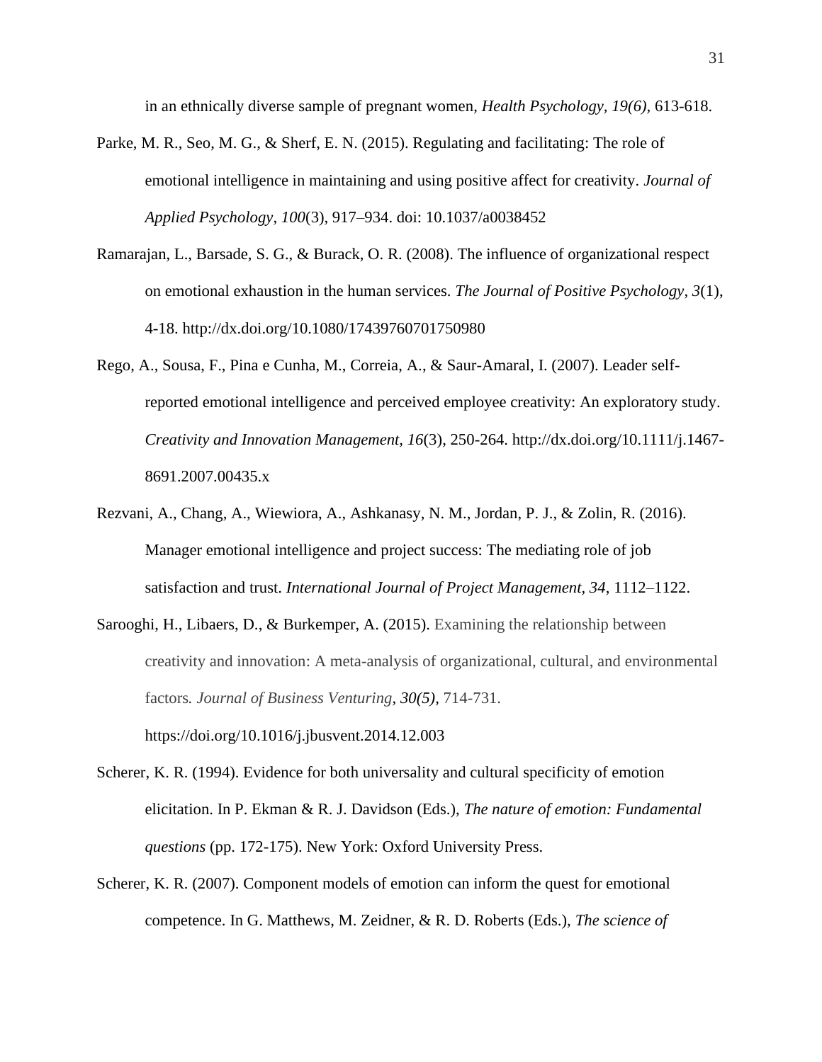in an ethnically diverse sample of pregnant women, *Health Psychology, 19(6),* 613-618.

Parke, M. R., Seo, M. G., & Sherf, E. N. (2015). Regulating and facilitating: The role of emotional intelligence in maintaining and using positive affect for creativity. *Journal of Applied Psychology*, *100*(3), 917–934. doi: 10.1037/a0038452

Ramarajan, L., Barsade, S. G., & Burack, O. R. (2008). The influence of organizational respect on emotional exhaustion in the human services. *The Journal of Positive Psychology*, *3*(1), 4-18. http://dx.doi.org/10.1080/17439760701750980

Rego, A., Sousa, F., Pina e Cunha, M., Correia, A., & Saur-Amaral, I. (2007). Leader self-reported emotional intelligence and perceived employee creativity: An exploratory study. *Creativity and Innovation Management*, *16*(3), 250-264. http://dx.doi.org/10.1111/j.1467-8691.2007.00435.x

Rezvani, A., Chang, A., Wiewiora, A., Ashkanasy, N. M., Jordan, P. J., & Zolin, R. (2016). Manager emotional intelligence and project success: The mediating role of job satisfaction and trust. *International Journal of Project Management, 34*, 1112–1122.

Sarooghi, H., Libaers, D., & Burkemper, A. (2015). Examining the relationship between creativity and innovation: A meta-analysis of organizational, cultural, and environmental factors. *Journal of Business Venturing*, *30(5)*, 714-731. https://doi.org/10.1016/j.jbusvent.2014.12.003

Scherer, K. R. (1994). Evidence for both universality and cultural specificity of emotion elicitation. In P. Ekman & R. J. Davidson (Eds.), *The nature of emotion: Fundamental questions* (pp. 172-175). New York: Oxford University Press.

Scherer, K. R. (2007). Component models of emotion can inform the quest for emotional competence. In G. Matthews, M. Zeidner, & R. D. Roberts (Eds.), *The science of*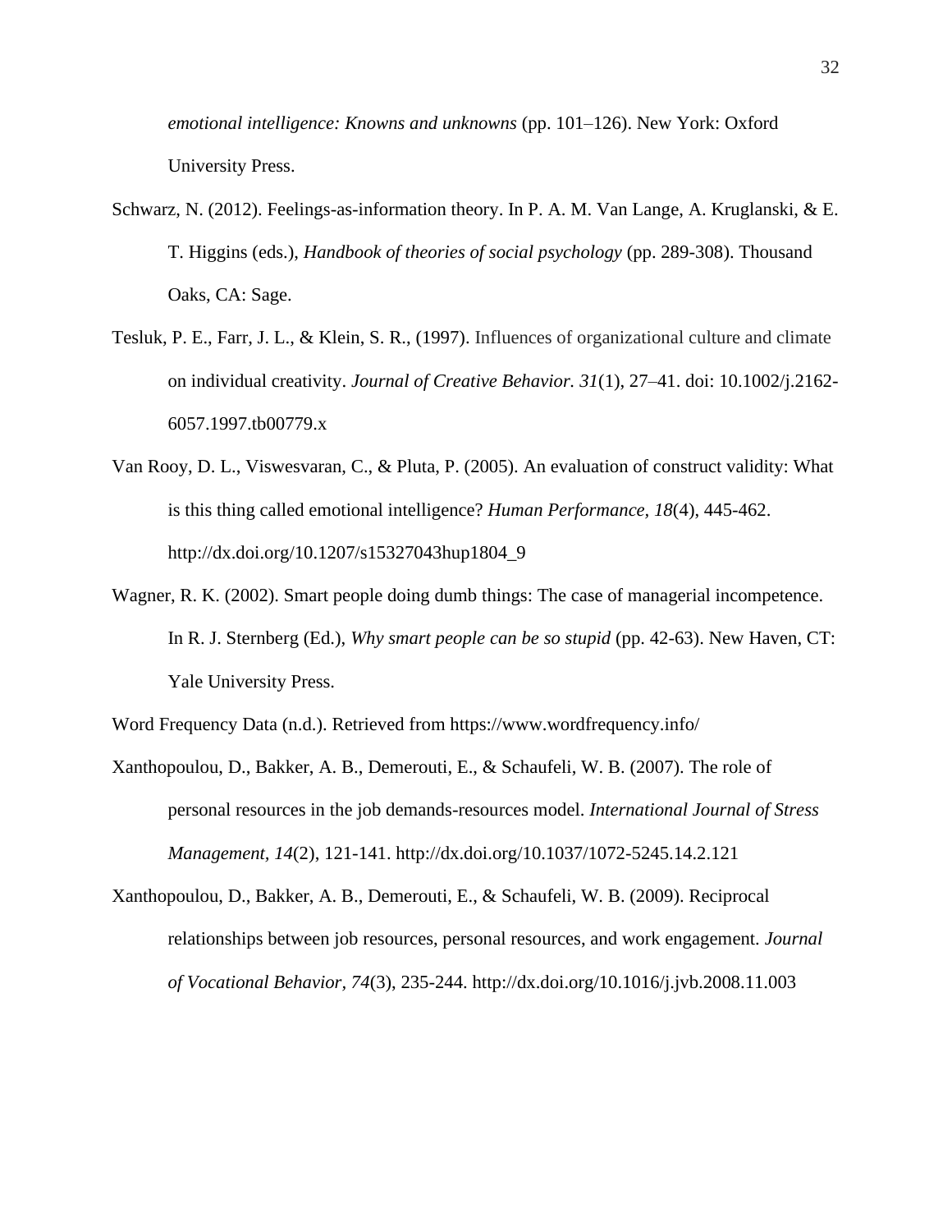*emotional intelligence: Knowns and unknowns* (pp. 101–126). New York: Oxford University Press.

Schwarz, N. (2012). Feelings-as-information theory. In P. A. M. Van Lange, A. Kruglanski, & E. T. Higgins (eds.), *Handbook of theories of social psychology* (pp. 289-308). Thousand Oaks, CA: Sage.

Tesluk, P. E., Farr, J. L., & Klein, S. R., (1997). Influences of organizational culture and climate on individual creativity. *Journal of Creative Behavior. 31*(1), 27–41. doi: 10.1002/j.2162-6057.1997.tb00779.x

Van Rooy, D. L., Viswesvaran, C., & Pluta, P. (2005). An evaluation of construct validity: What is this thing called emotional intelligence? *Human Performance, 18*(4), 445-462. http://dx.doi.org/10.1207/s15327043hup1804_9

Wagner, R. K. (2002). Smart people doing dumb things: The case of managerial incompetence. In R. J. Sternberg (Ed.), *Why smart people can be so stupid* (pp. 42-63). New Haven, CT: Yale University Press.

Word Frequency Data (n.d.). Retrieved from https://www.wordfrequency.info/

Xanthopoulou, D., Bakker, A. B., Demerouti, E., & Schaufeli, W. B. (2007). The role of personal resources in the job demands-resources model. *International Journal of Stress Management, 14*(2), 121-141. http://dx.doi.org/10.1037/1072-5245.14.2.121

Xanthopoulou, D., Bakker, A. B., Demerouti, E., & Schaufeli, W. B. (2009). Reciprocal relationships between job resources, personal resources, and work engagement. *Journal of Vocational Behavior, 74*(3), 235-244. http://dx.doi.org/10.1016/j.jvb.2008.11.003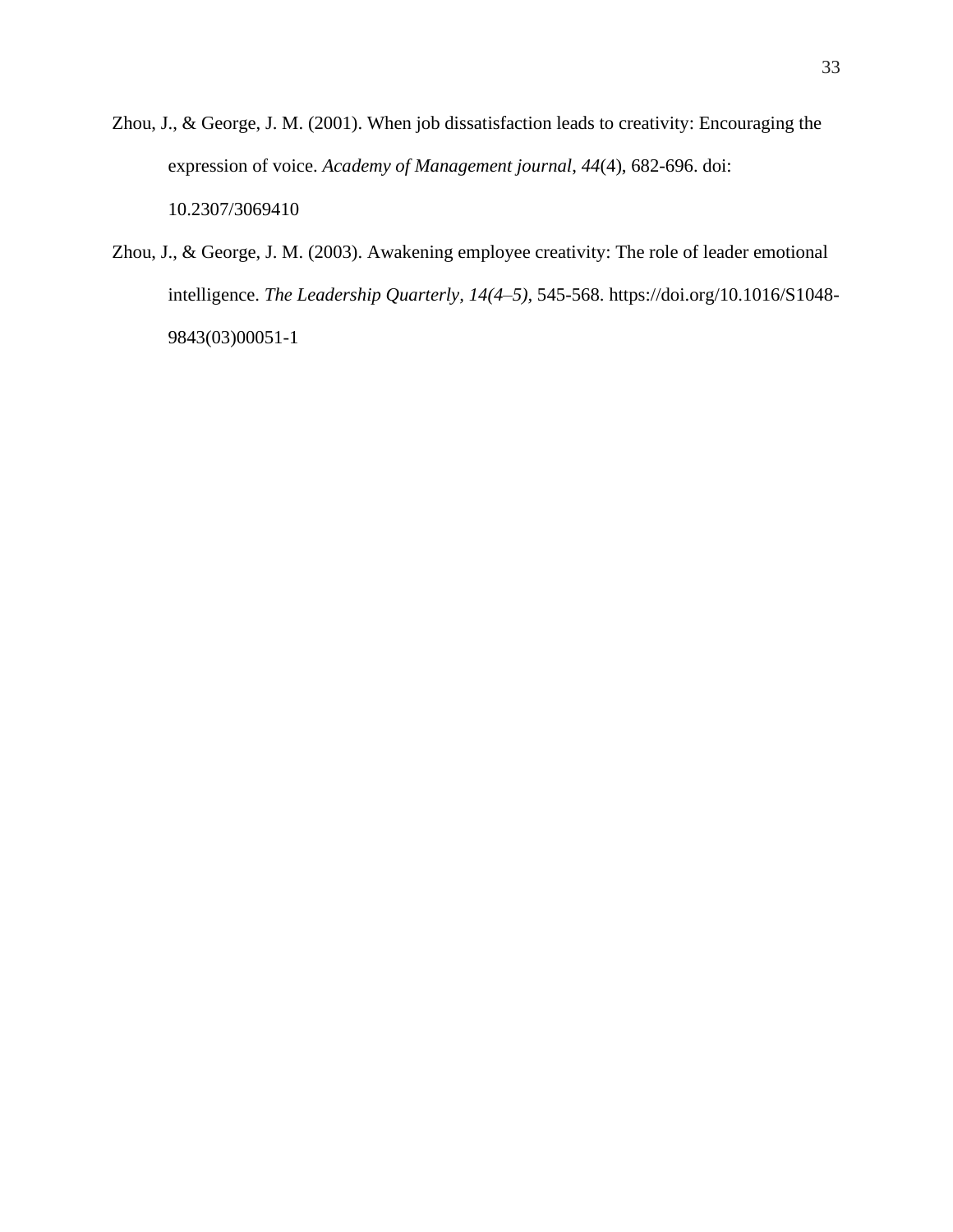Zhou, J., & George, J. M. (2001). When job dissatisfaction leads to creativity: Encouraging the expression of voice. *Academy of Management journal*, *44*(4), 682-696. doi: 10.2307/3069410

Zhou, J., & George, J. M. (2003). Awakening employee creativity: The role of leader emotional intelligence. *The Leadership Quarterly, 14(4–5)*, 545-568. https://doi.org/10.1016/S1048-9843(03)00051-1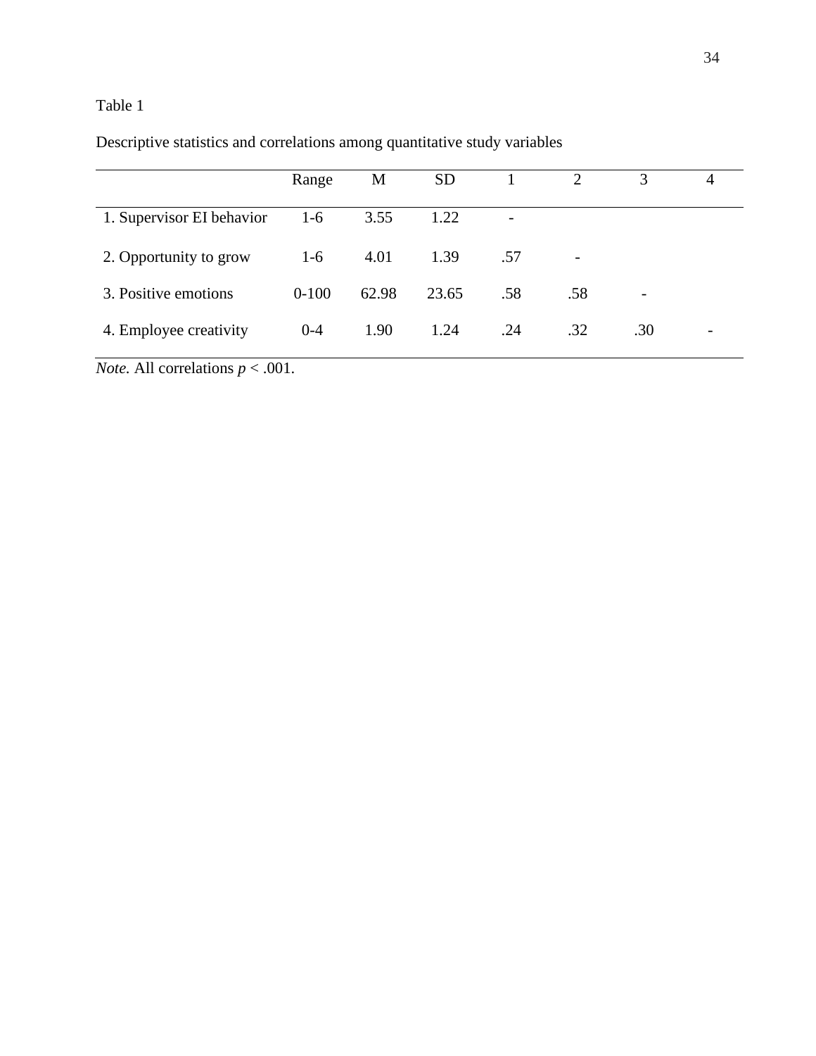Table 1

Descriptive statistics and correlations among quantitative study variables

| | Range | M | SD | 1 | 2 | 3 | 4 |
|---|---|---|---|---|---|---|---|
| 1. Supervisor EI behavior | 1-6 | 3.55 | 1.22 | - | | | |
| 2. Opportunity to grow | 1-6 | 4.01 | 1.39 | .57 | - | | |
| 3. Positive emotions | 0-100 | 62.98 | 23.65 | .58 | .58 | - | |
| 4. Employee creativity | 0-4 | 1.90 | 1.24 | .24 | .32 | .30 | - |

*Note.* All correlations $p < .001$.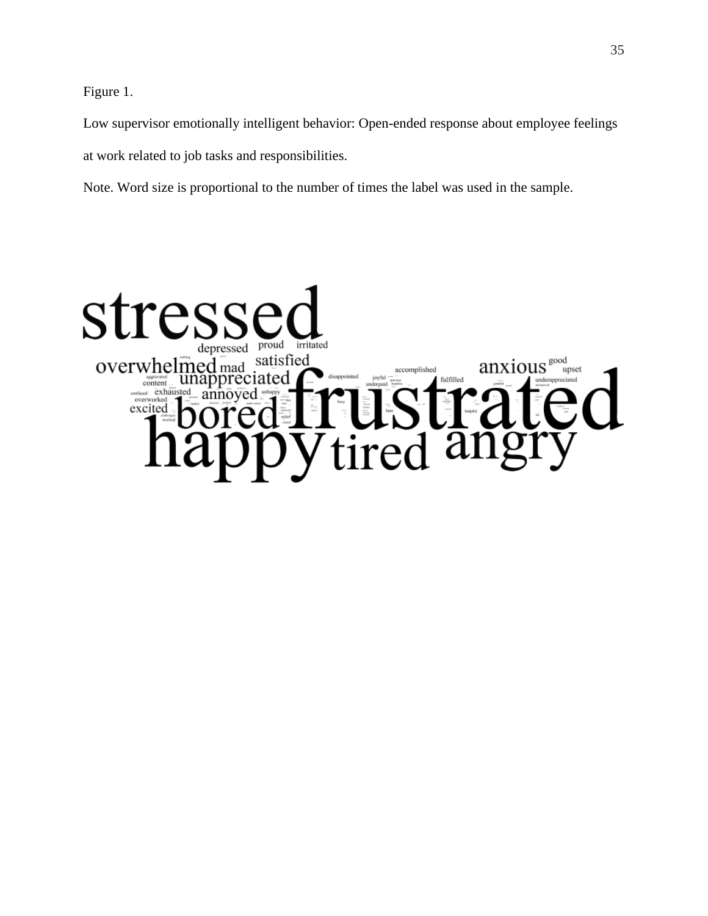Figure 1.

Low supervisor emotionally intelligent behavior: Open-ended response about employee feelings at work related to job tasks and responsibilities.

Note. Word size is proportional to the number of times the label was used in the sample.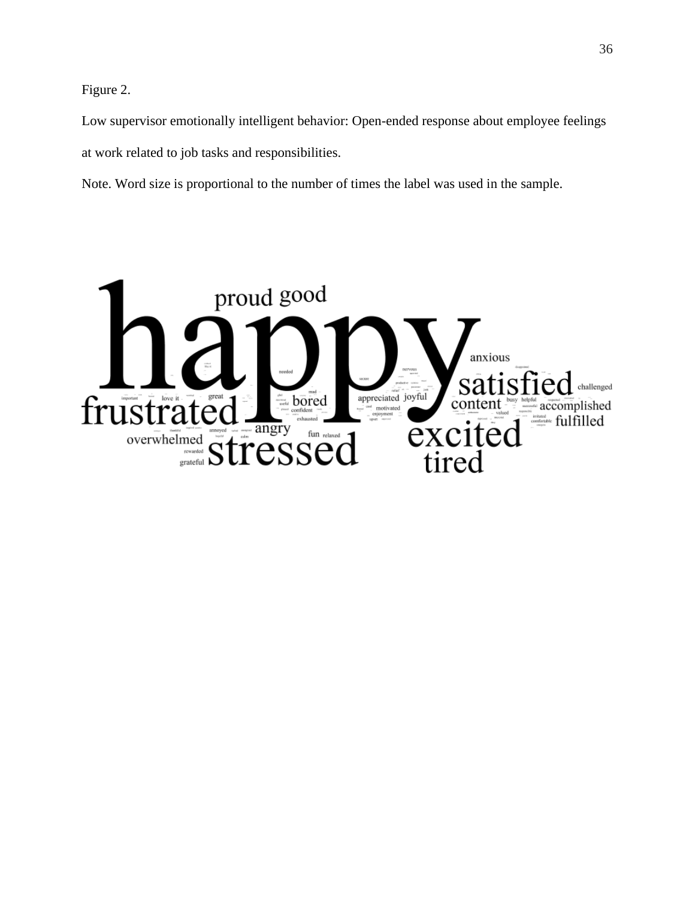Figure 2.

Low supervisor emotionally intelligent behavior: Open-ended response about employee feelings at work related to job tasks and responsibilities.

Note. Word size is proportional to the number of times the label was used in the sample.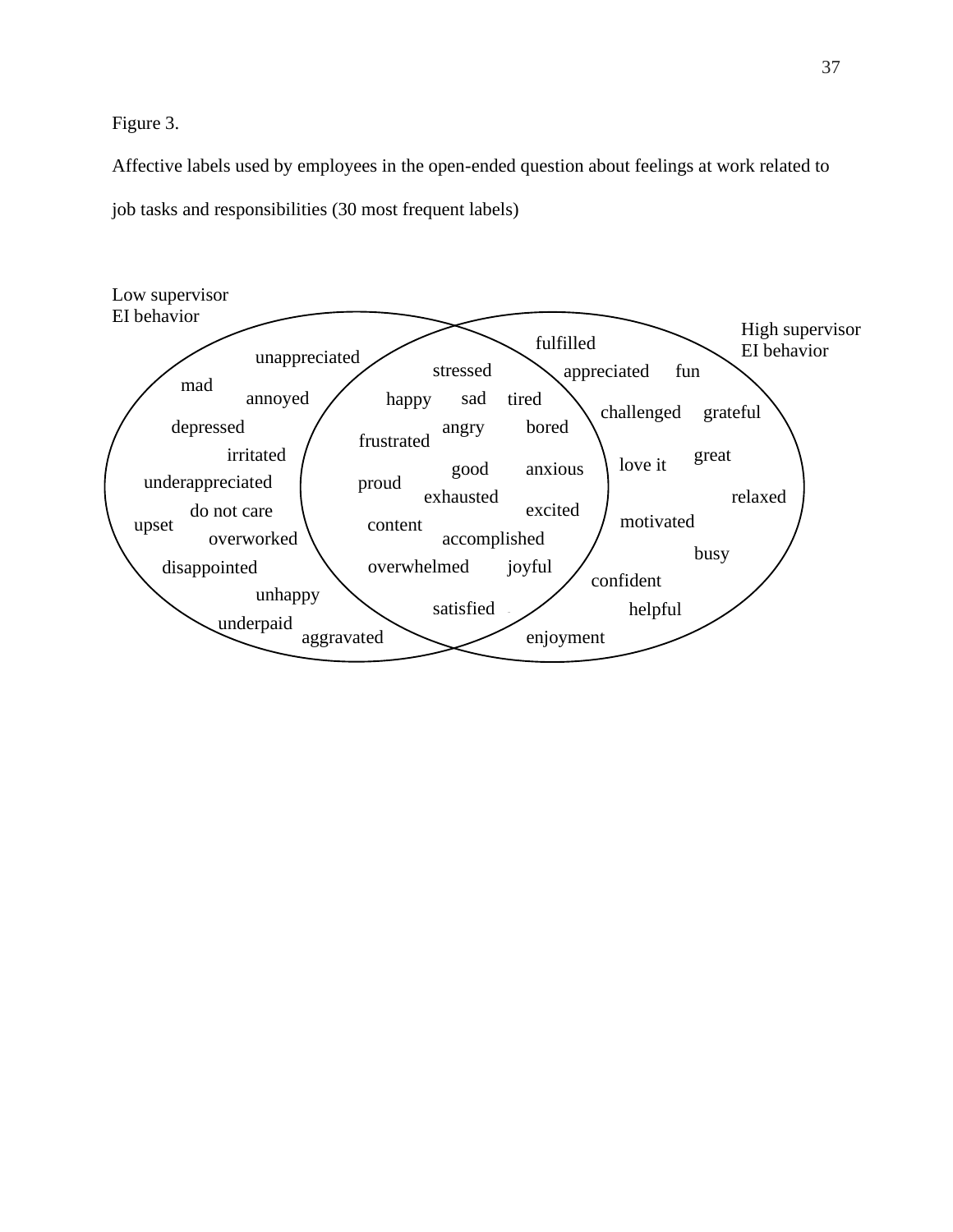Figure 3.

Affective labels used by employees in the open-ended question about feelings at work related to job tasks and responsibilities (30 most frequent labels)

**Low supervisor EI behavior** (left circle only): unappreciated, mad, annoyed, depressed, irritated, underappreciated, do not care, upset, overworked, disappointed, unhappy, underpaid, aggravated

**Overlap** (both circles): stressed, happy, sad, tired, frustrated, angry, bored, good, anxious, proud, exhausted, excited, content, accomplished, overwhelmed, joyful, satisfied

**High supervisor EI behavior** (right circle only): fulfilled, appreciated, fun, challenged, grateful, great, love it, relaxed, motivated, busy, confident, helpful, enjoyment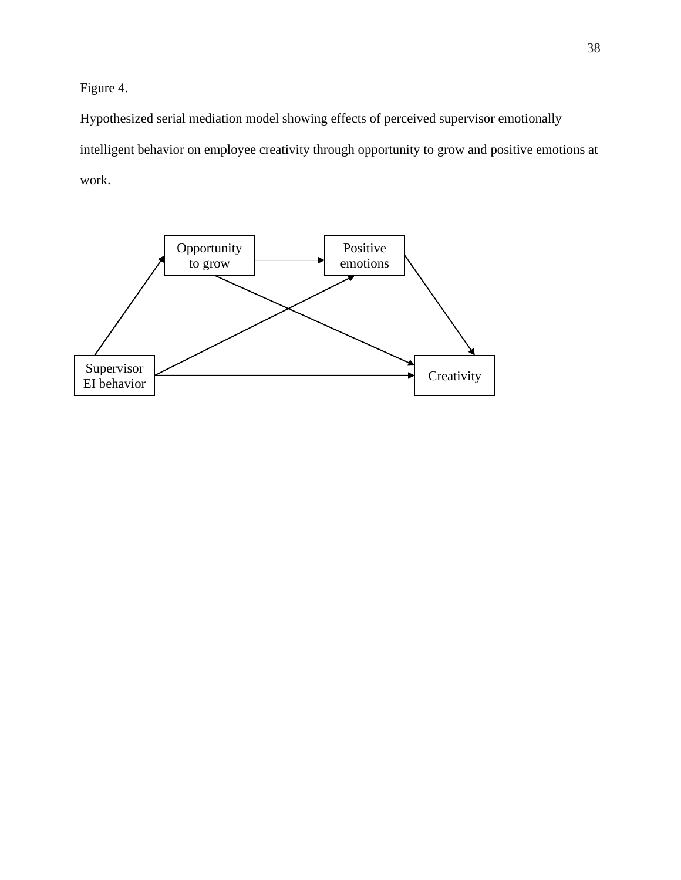Figure 4.

Hypothesized serial mediation model showing effects of perceived supervisor emotionally intelligent behavior on employee creativity through opportunity to grow and positive emotions at work.

Opportunity to grow

Positive emotions

Supervisor EI behavior

Creativity